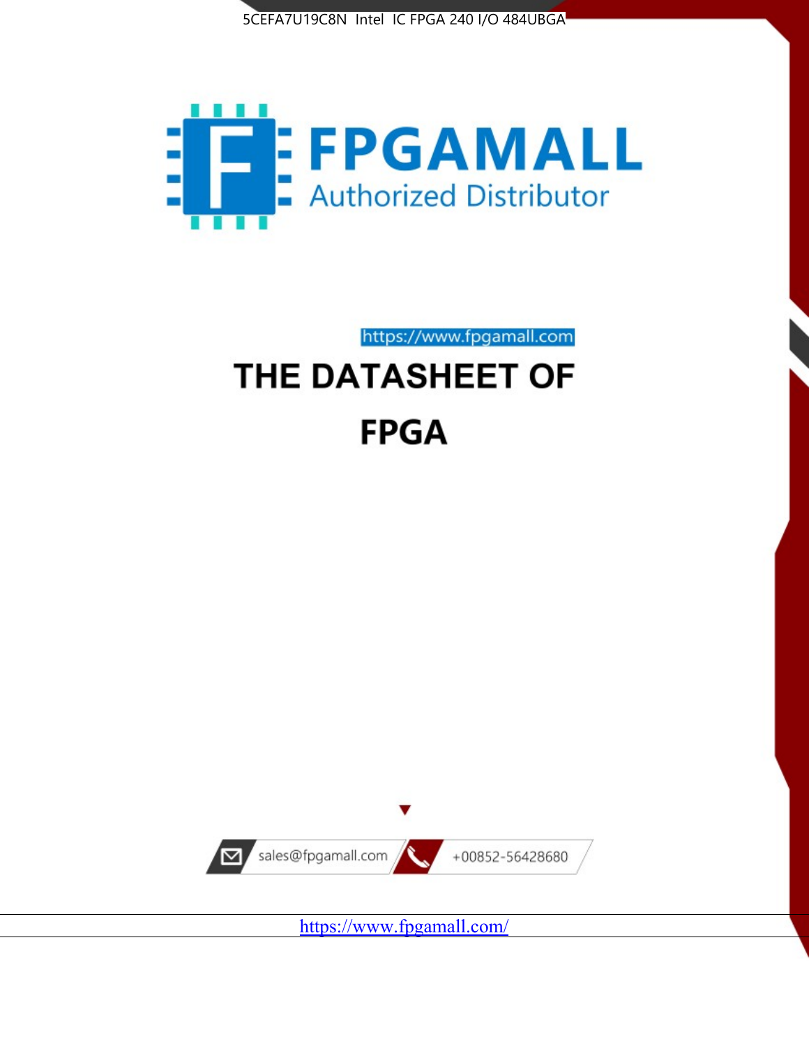5CEFA7U19C8N Intel IC FPGA 240 I/O 484UBGA

FPGAMALL

Authorized Distributor

https://www.fpgamall.com

# THE DATASHEET OF

# FPGA

sales@fpgamall.com

+00852-56428680

https://www.fpgamall.com/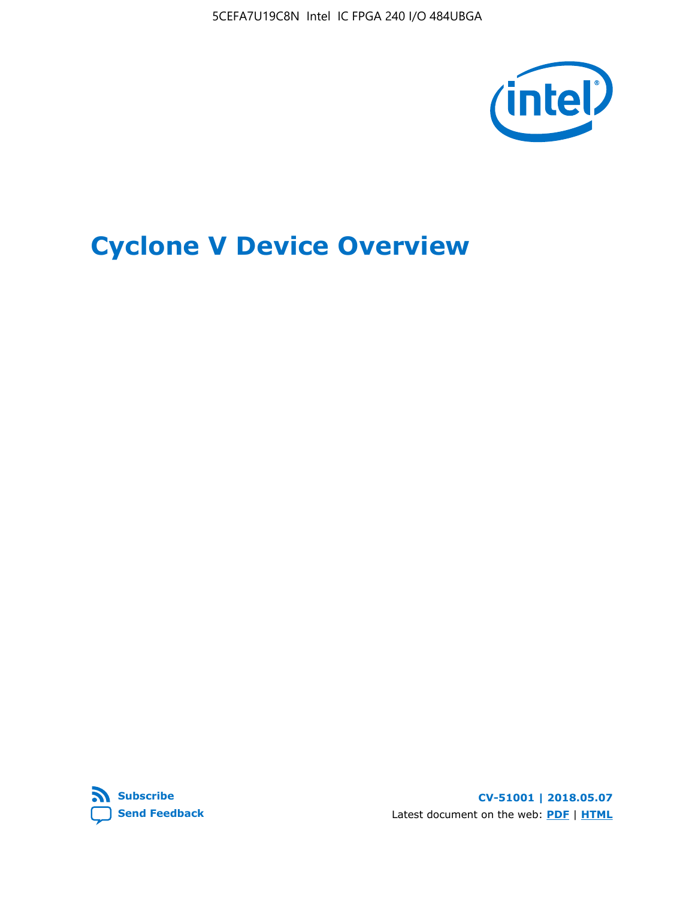# Cyclone V Device Overview

CV-51001 | 2018.05.07

Latest document on the web: PDF | HTML

Subscribe

Send Feedback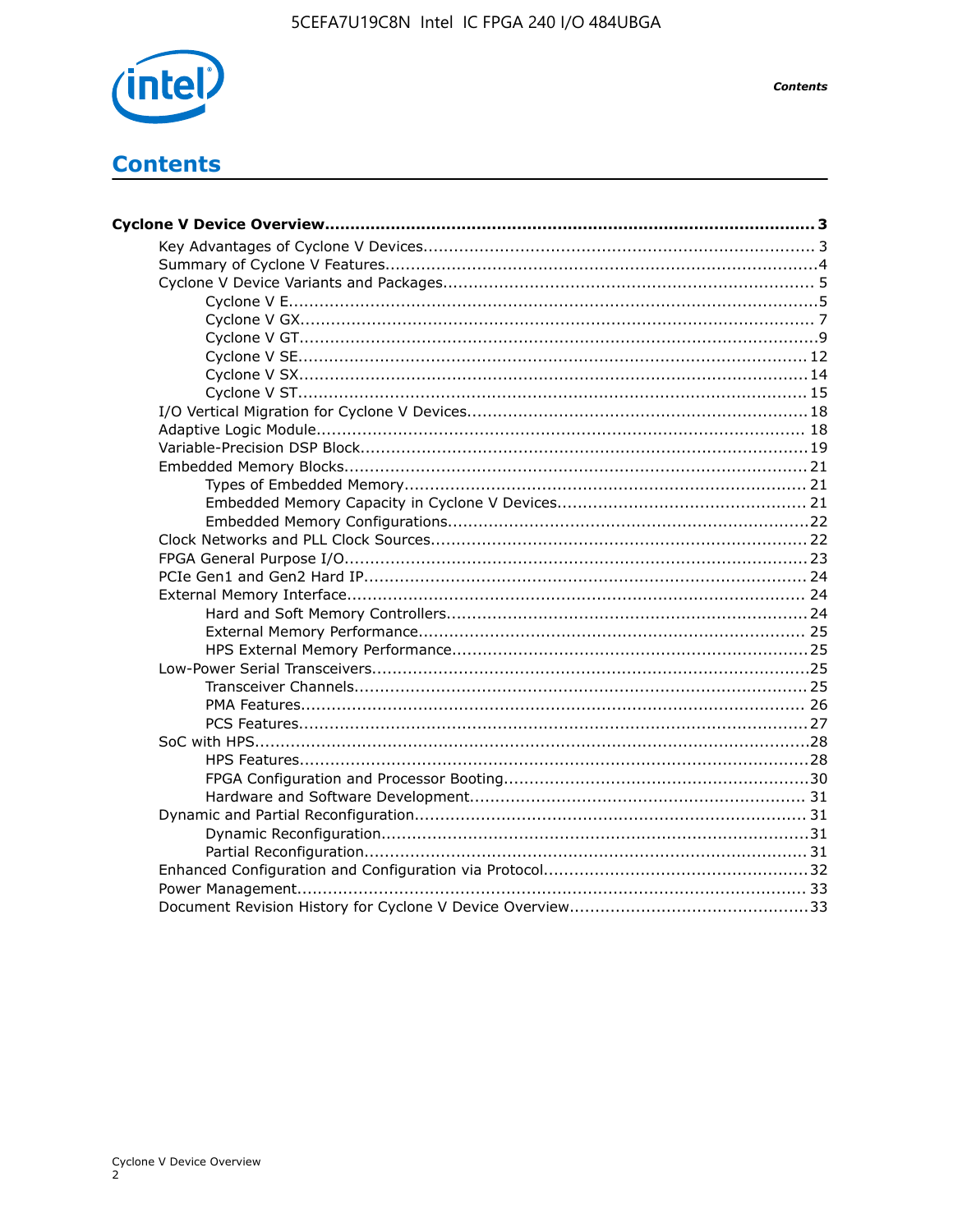# Contents

**Cyclone V Device Overview....................................................................................... 3**

- Key Advantages of Cyclone V Devices............................................................................ 3
- Summary of Cyclone V Features.................................................................................... 4
- Cyclone V Device Variants and Packages........................................................................ 5
    - Cyclone V E....................................................................................................... 5
    - Cyclone V GX..................................................................................................... 7
    - Cyclone V GT..................................................................................................... 9
    - Cyclone V SE..................................................................................................... 12
    - Cyclone V SX..................................................................................................... 14
    - Cyclone V ST..................................................................................................... 15
- I/O Vertical Migration for Cyclone V Devices.................................................................. 18
- Adaptive Logic Module................................................................................................ 18
- Variable-Precision DSP Block....................................................................................... 19
- Embedded Memory Blocks.......................................................................................... 21
    - Types of Embedded Memory............................................................................... 21
    - Embedded Memory Capacity in Cyclone V Devices................................................. 21
    - Embedded Memory Configurations....................................................................... 22
- Clock Networks and PLL Clock Sources......................................................................... 22
- FPGA General Purpose I/O.......................................................................................... 23
- PCIe Gen1 and Gen2 Hard IP....................................................................................... 24
- External Memory Interface.......................................................................................... 24
    - Hard and Soft Memory Controllers....................................................................... 24
    - External Memory Performance............................................................................ 25
    - HPS External Memory Performance..................................................................... 25
- Low-Power Serial Transceivers..................................................................................... 25
    - Transceiver Channels......................................................................................... 25
    - PMA Features.................................................................................................... 26
    - PCS Features..................................................................................................... 27
- SoC with HPS.............................................................................................................. 28
    - HPS Features..................................................................................................... 28
    - FPGA Configuration and Processor Booting........................................................... 30
    - Hardware and Software Development.................................................................. 31
- Dynamic and Partial Reconfiguration............................................................................. 31
    - Dynamic Reconfiguration.................................................................................... 31
    - Partial Reconfiguration....................................................................................... 31
- Enhanced Configuration and Configuration via Protocol.................................................. 32
- Power Management.................................................................................................... 33
- Document Revision History for Cyclone V Device Overview............................................... 33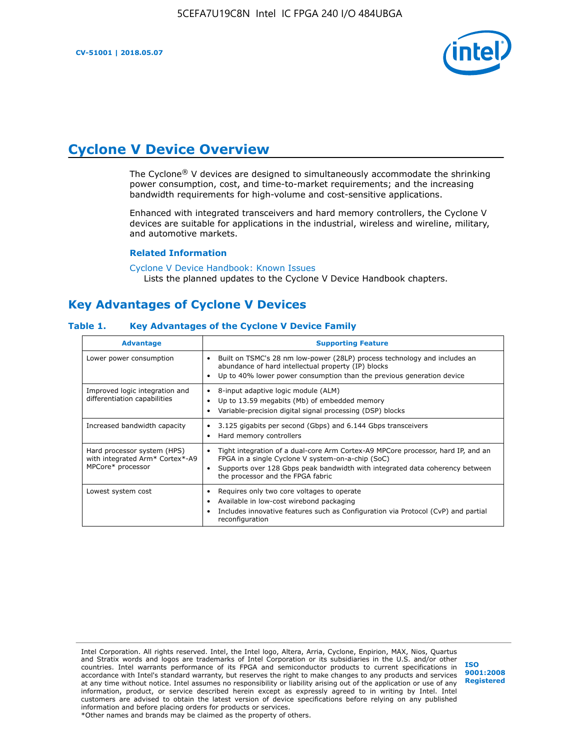# Cyclone V Device Overview

The Cyclone® V devices are designed to simultaneously accommodate the shrinking power consumption, cost, and time-to-market requirements; and the increasing bandwidth requirements for high-volume and cost-sensitive applications.

Enhanced with integrated transceivers and hard memory controllers, the Cyclone V devices are suitable for applications in the industrial, wireless and wireline, military, and automotive markets.

### Related Information

Cyclone V Device Handbook: Known Issues
Lists the planned updates to the Cyclone V Device Handbook chapters.

## Key Advantages of Cyclone V Devices

**Table 1. Key Advantages of the Cyclone V Device Family**

| Advantage | Supporting Feature |
|---|---|
| Lower power consumption | • Built on TSMC's 28 nm low-power (28LP) process technology and includes an abundance of hard intellectual property (IP) blocks<br>• Up to 40% lower power consumption than the previous generation device |
| Improved logic integration and differentiation capabilities | • 8-input adaptive logic module (ALM)<br>• Up to 13.59 megabits (Mb) of embedded memory<br>• Variable-precision digital signal processing (DSP) blocks |
| Increased bandwidth capacity | • 3.125 gigabits per second (Gbps) and 6.144 Gbps transceivers<br>• Hard memory controllers |
| Hard processor system (HPS) with integrated Arm* Cortex*-A9 MPCore* processor | • Tight integration of a dual-core Arm Cortex-A9 MPCore processor, hard IP, and an FPGA in a single Cyclone V system-on-a-chip (SoC)<br>• Supports over 128 Gbps peak bandwidth with integrated data coherency between the processor and the FPGA fabric |
| Lowest system cost | • Requires only two core voltages to operate<br>• Available in low-cost wirebond packaging<br>• Includes innovative features such as Configuration via Protocol (CvP) and partial reconfiguration |

Intel Corporation. All rights reserved. Intel, the Intel logo, Altera, Arria, Cyclone, Enpirion, MAX, Nios, Quartus and Stratix words and logos are trademarks of Intel Corporation or its subsidiaries in the U.S. and/or other countries. Intel warrants performance of its FPGA and semiconductor products to current specifications in accordance with Intel's standard warranty, but reserves the right to make changes to any products and services at any time without notice. Intel assumes no responsibility or liability arising out of the application or use of any information, product, or service described herein except as expressly agreed to in writing by Intel. Intel customers are advised to obtain the latest version of device specifications before relying on any published information and before placing orders for products or services.
*Other names and brands may be claimed as the property of others.

ISO 9001:2008 Registered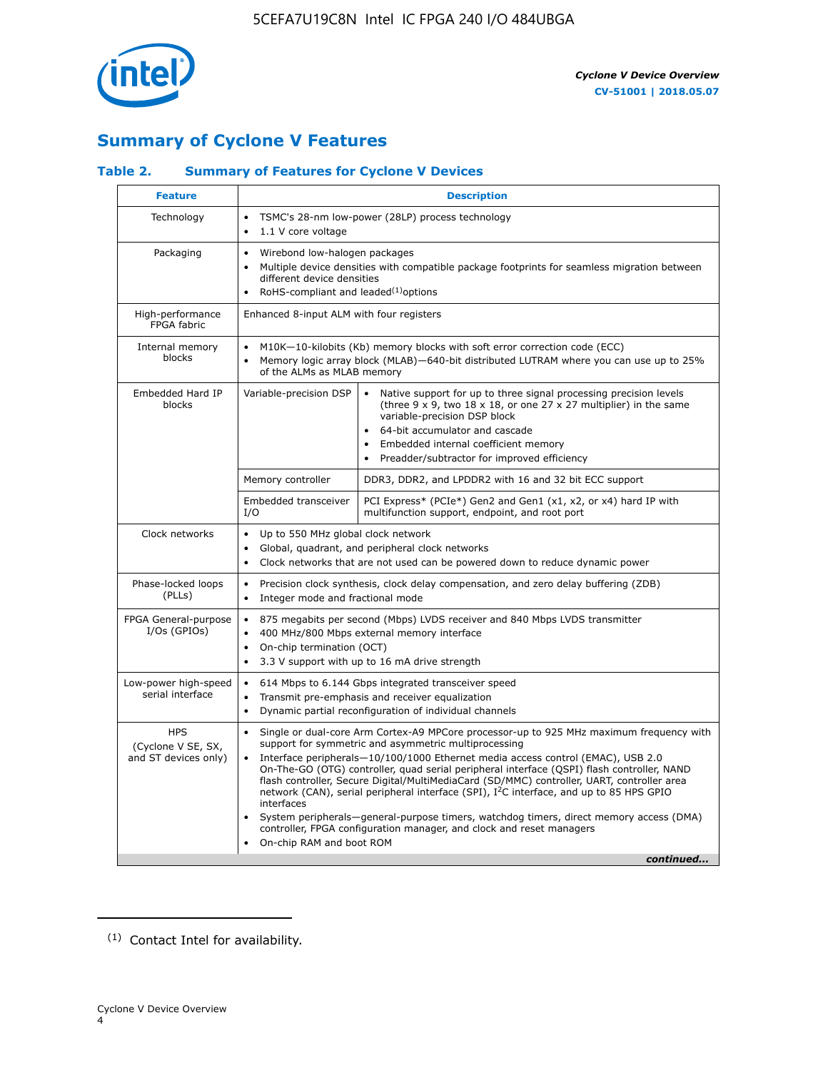## Summary of Cyclone V Features

### Table 2. Summary of Features for Cycl​one V Devices

| Feature | Description | |
|---|---|---|
| Technology | • TSMC's 28-nm low-power (28LP) process technology<br>• 1.1 V core voltage | |
| Packaging | • Wirebond low-halogen packages<br>• Multiple device densities with compatible package footprints for seamless migration between different device densities<br>• RoHS-compliant and leaded[1] options | |
| High-performance FPGA fabric | Enhanced 8-input ALM with four registers | |
| Internal memory blocks | • M10K—10-kilobits (Kb) memory blocks with soft error correction code (ECC)<br>• Memory logic array block (MLAB)—640-bit distributed LUTRAM where you can use up to 25% of the ALMs as MLAB memory | |
| Embedded Hard IP blocks | Variable-precision DSP | • Native support for up to three signal processing precision levels (three 9 x 9, two 18 x 18, or one 27 x 27 multiplier) in the same variable-precision DSP block<br>• 64-bit accumulator and cascade<br>• Embedded internal coefficient memory<br>• Preadder/subtractor for improved efficiency |
| | Memory controller | DDR3, DDR2, and LPDDR2 with 16 and 32 bit ECC support |
| | Embedded transceiver I/O | PCI Express* (PCIe*) Gen2 and Gen1 (x1, x2, or x4) hard IP with multifunction support, endpoint, and root port |
| Clock networks | • Up to 550 MHz global clock network<br>• Global, quadrant, and peripheral clock networks<br>• Clock networks that are not used can be powered down to reduce dynamic power | |
| Phase-locked loops (PLLs) | • Precision clock synthesis, clock delay compensation, and zero delay buffering (ZDB)<br>• Integer mode and fractional mode | |
| FPGA General-purpose I/Os (GPIOs) | • 875 megabits per second (Mbps) LVDS receiver and 840 Mbps LVDS transmitter<br>• 400 MHz/800 Mbps external memory interface<br>• On-chip termination (OCT)<br>• 3.3 V support with up to 16 mA drive strength | |
| Low-power high-speed serial interface | • 614 Mbps to 6.144 Gbps integrated transceiver speed<br>• Transmit pre-emphasis and receiver equalization<br>• Dynamic partial reconfiguration of individual channels | |
| HPS (Cyclone V SE, SX, and ST devices only) | • Single or dual-core Arm Cortex-A9 MPCore processor-up to 925 MHz maximum frequency with support for symmetric and asymmetric multiprocessing<br>• Interface peripherals—10/100/1000 Ethernet media access control (EMAC), USB 2.0 On-The-GO (OTG) controller, quad serial peripheral interface (QSPI) flash controller, NAND flash controller, Secure Digital/MultiMediaCard (SD/MMC) controller, UART, controller area network (CAN), serial peripheral interface (SPI), I²C interface, and up to 85 HPS GPIO interfaces<br>• System peripherals—general-purpose timers, watchdog timers, direct memory access (DMA) controller, FPGA configuration manager, and clock and reset managers<br>• On-chip RAM and boot ROM | |

*continued...*

(1) Contact Intel for availability.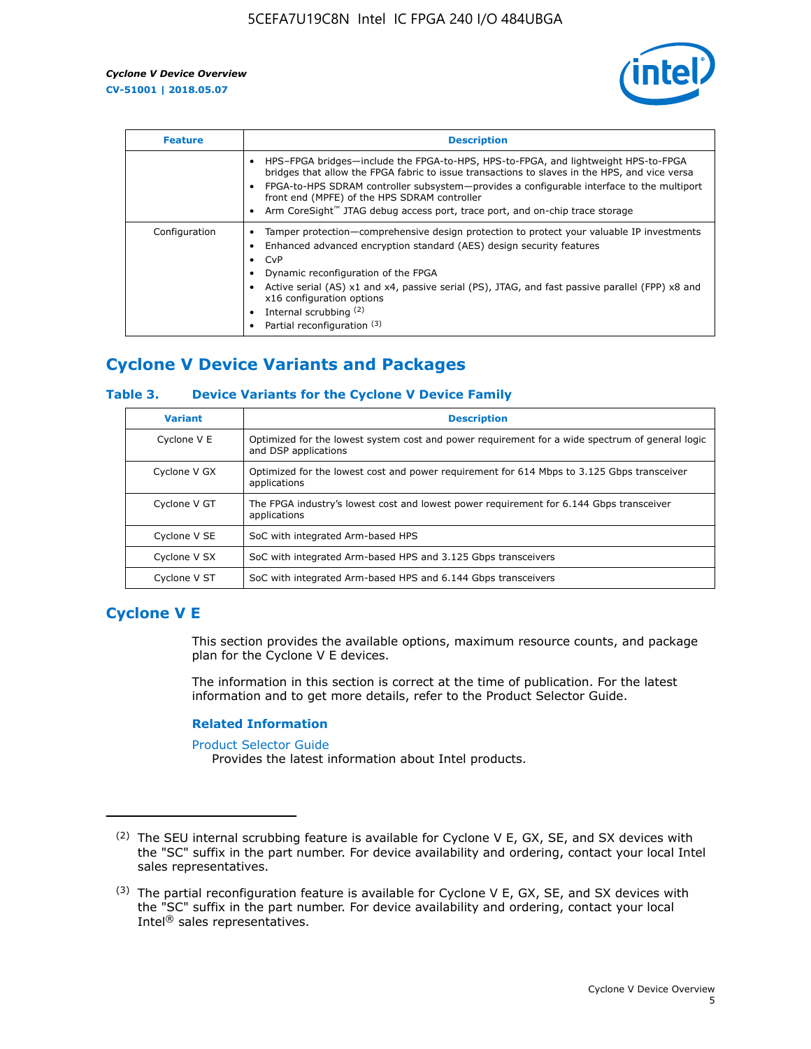| Feature | Description |
| --- | --- |
| | • HPS–FPGA bridges—include the FPGA-to-HPS, HPS-to-FPGA, and lightweight HPS-to-FPGA bridges that allow the FPGA fabric to issue transactions to slaves in the HPS, and vice versa<br>• FPGA-to-HPS SDRAM controller subsystem—provides a configurable interface to the multiport front end (MPFE) of the HPS SDRAM controller<br>• Arm CoreSight™ JTAG debug access port, trace port, and on-chip trace storage |
| Configuration | • Tamper protection—comprehensive design protection to protect your valuable IP investments<br>• Enhanced advanced encryption standard (AES) design security features<br>• CvP<br>• Dynamic reconfiguration of the FPGA<br>• Active serial (AS) x1 and x4, passive serial (PS), JTAG, and fast passive parallel (FPP) x8 and x16 configuration options<br>• Internal scrubbing [(2)]<br>• Partial reconfiguration [(3)] |

## Cyclone V Device Variants and Packages

### Table 3. Device Variants for the Cyclone V Device Family

| Variant | Description |
| --- | --- |
| Cyclone V E | Optimized for the lowest system cost and power requirement for a wide spectrum of general logic and DSP applications |
| Cyclone V GX | Optimized for the lowest cost and power requirement for 614 Mbps to 3.125 Gbps transceiver applications |
| Cyclone V GT | The FPGA industry's lowest cost and lowest power requirement for 6.144 Gbps transceiver applications |
| Cyclone V SE | SoC with integrated Arm-based HPS |
| Cyclone V SX | SoC with integrated Arm-based HPS and 3.125 Gbps transceivers |
| Cyclone V ST | SoC with integrated Arm-based HPS and 6.144 Gbps transceivers |

## Cyclone V E

This section provides the available options, maximum resource counts, and package plan for the Cyclone V E devices.

The information in this section is correct at the time of publication. For the latest information and to get more details, refer to the Product Selector Guide.

### Related Information

Product Selector Guide
Provides the latest information about Intel products.

---

(2) The SEU internal scrubbing feature is available for Cyclone V E, GX, SE, and SX devices with the "SC" suffix in the part number. For device availability and ordering, contact your local Intel sales representatives.

(3) The partial reconfiguration feature is available for Cyclone V E, GX, SE, and SX devices with the "SC" suffix in the part number. For device availability and ordering, contact your local Intel® sales representatives.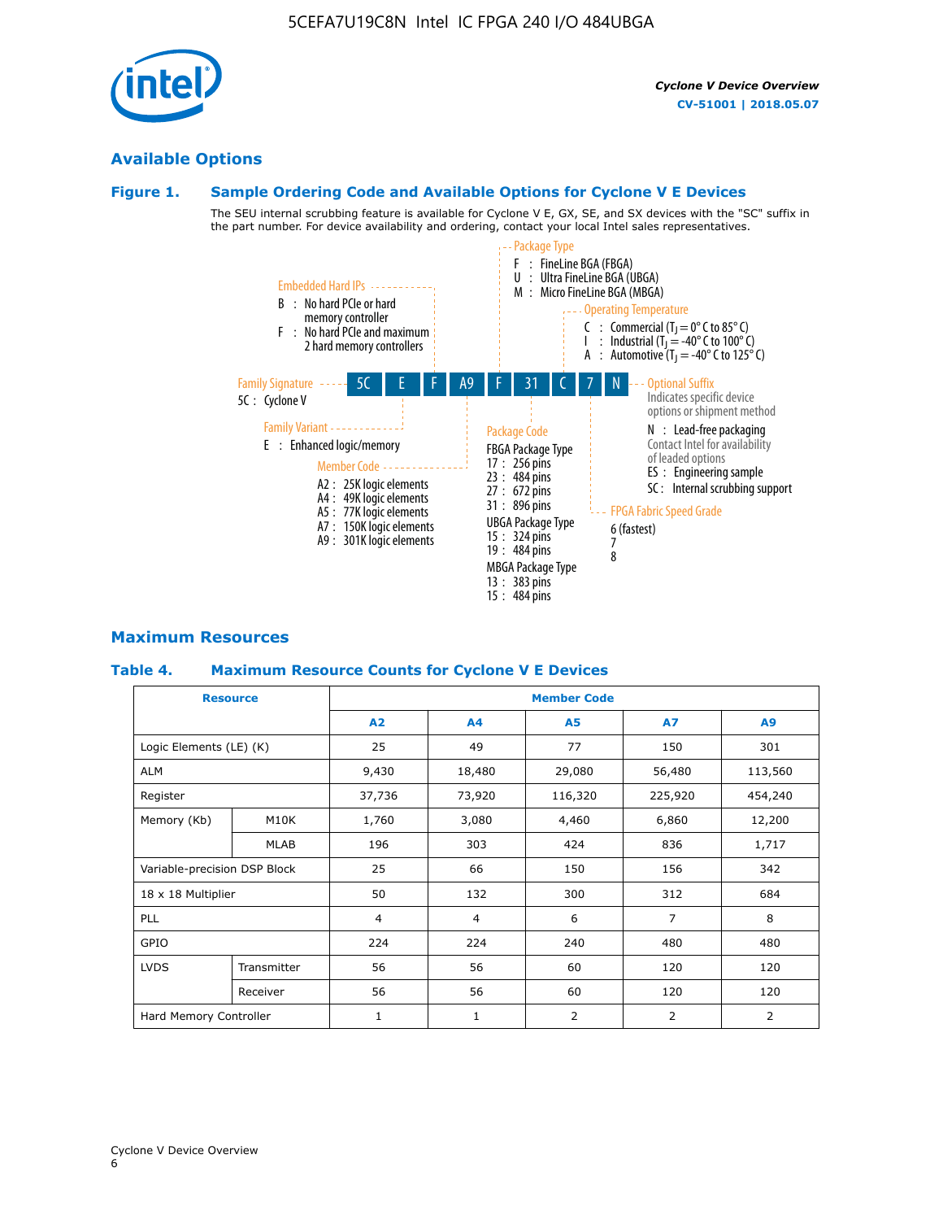## Available Options

### Figure 1. Sample Ordering Code and Available Options for Cyclone V E Devices

The SEU internal scrubbing feature is available for Cyclone V E, GX, SE, and SX devices with the "SC" suffix in the part number. For device availability and ordering, contact your local Intel sales representatives.

**5C E F A9 F 31 C 7 N**

- **Family Signature**
  - 5C : Cyclone V
- **Family Variant**
  - E : Enhanced logic/memory
- **Embedded Hard IPs**
  - B : No hard PCIe or hard memory controller
  - F : No hard PCIe and maximum 2 hard memory controllers
- **Member Code**
  - A2 : 25K logic elements
  - A4 : 49K logic elements
  - A5 : 77K logic elements
  - A7 : 150K logic elements
  - A9 : 301K logic elements
- **Package Type**
  - F : FineLine BGA (FBGA)
  - U : Ultra FineLine BGA (UBGA)
  - M : Micro FineLine BGA (MBGA)
- **Package Code**
  - FBGA Package Type
    - 17 : 256 pins
    - 23 : 484 pins
    - 27 : 672 pins
    - 31 : 896 pins
  - UBGA Package Type
    - 15 : 324 pins
    - 19 : 484 pins
  - MBGA Package Type
    - 13 : 383 pins
    - 15 : 484 pins
- **Operating Temperature**
  - C : Commercial ($T_J$ = 0° C to 85° C)
  - I : Industrial ($T_J$ = -40° C to 100° C)
  - A : Automotive ($T_J$ = -40° C to 125° C)
- **FPGA Fabric Speed Grade**
  - 6 (fastest)
  - 7
  - 8
- **Optional Suffix**
  - Indicates specific device options or shipment method
  - N : Lead-free packaging
  - Contact Intel for availability of leaded options
  - ES : Engineering sample
  - SC : Internal scrubbing support

## Maximum Resources

### Table 4. Maximum Resource Counts for Cyclone V E Devices

| Resource | | Member Code | | | | |
|---|---|---|---|---|---|---|
| | | A2 | A4 | A5 | A7 | A9 |
| Logic Elements (LE) (K) | | 25 | 49 | 77 | 150 | 301 |
| ALM | | 9,430 | 18,480 | 29,080 | 56,480 | 113,560 |
| Register | | 37,736 | 73,920 | 116,320 | 225,920 | 454,240 |
| Memory (Kb) | M10K | 1,760 | 3,080 | 4,460 | 6,860 | 12,200 |
| | MLAB | 196 | 303 | 424 | 836 | 1,717 |
| Variable-precision DSP Block | | 25 | 66 | 150 | 156 | 342 |
| 18 x 18 Multiplier | | 50 | 132 | 300 | 312 | 684 |
| PLL | | 4 | 4 | 6 | 7 | 8 |
| GPIO | | 224 | 224 | 240 | 480 | 480 |
| LVDS | Transmitter | 56 | 56 | 60 | 120 | 120 |
| | Receiver | 56 | 56 | 60 | 120 | 120 |
| Hard Memory Controller | | 1 | 1 | 2 | 2 | 2 |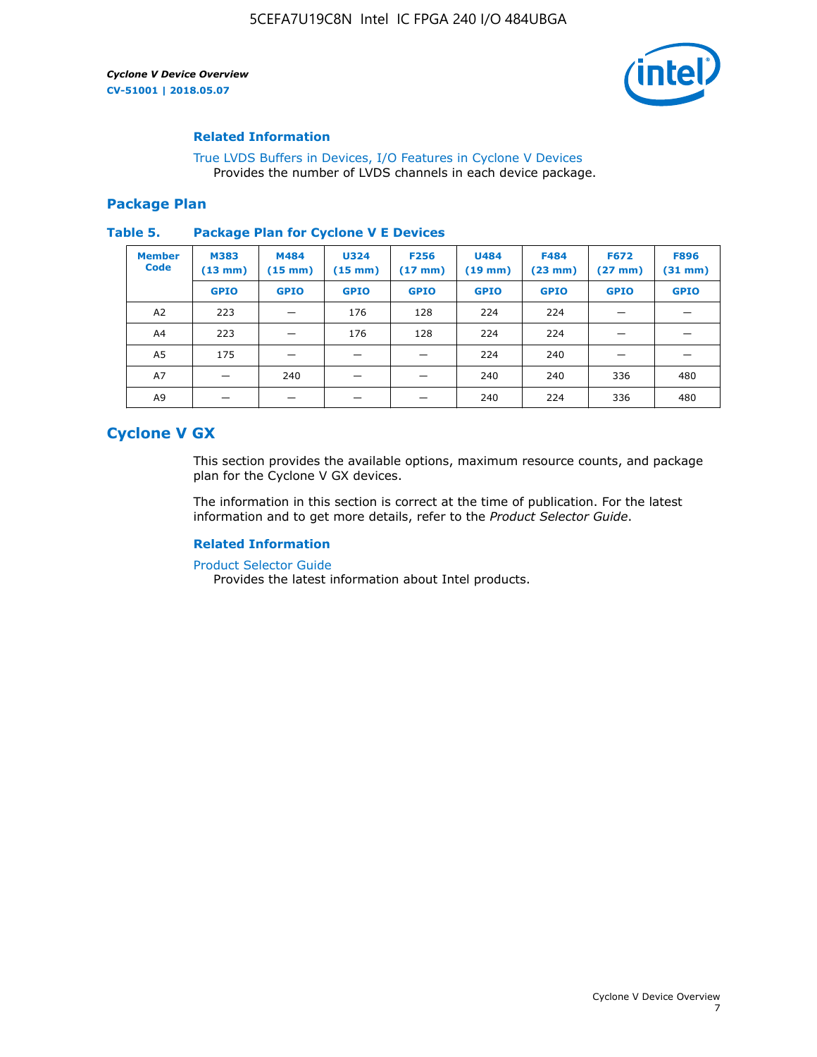### Related Information

True LVDS Buffers in Devices, I/O Features in Cyclone V Devices
Provides the number of LVDS channels in each device package.

## Package Plan

**Table 5. Package Plan for Cyclone V E Devices**

| Member Code | M383 (13 mm) | M484 (15 mm) | U324 (15 mm) | F256 (17 mm) | U484 (19 mm) | F484 (23 mm) | F672 (27 mm) | F896 (31 mm) |
|---|---|---|---|---|---|---|---|---|
| | GPIO | GPIO | GPIO | GPIO | GPIO | GPIO | GPIO | GPIO |
| A2 | 223 | — | 176 | 128 | 224 | 224 | — | — |
| A4 | 223 | — | 176 | 128 | 224 | 224 | — | — |
| A5 | 175 | — | — | — | 224 | 240 | — | — |
| A7 | — | 240 | — | — | 240 | 240 | 336 | 480 |
| A9 | — | — | — | — | 240 | 224 | 336 | 480 |

# Cyclone V GX

This section provides the available options, maximum resource counts, and package plan for the Cyclone V GX devices.

The information in this section is correct at the time of publication. For the latest information and to get more details, refer to the *Product Selector Guide*.

### Related Information

Product Selector Guide
Provides the latest information about Intel products.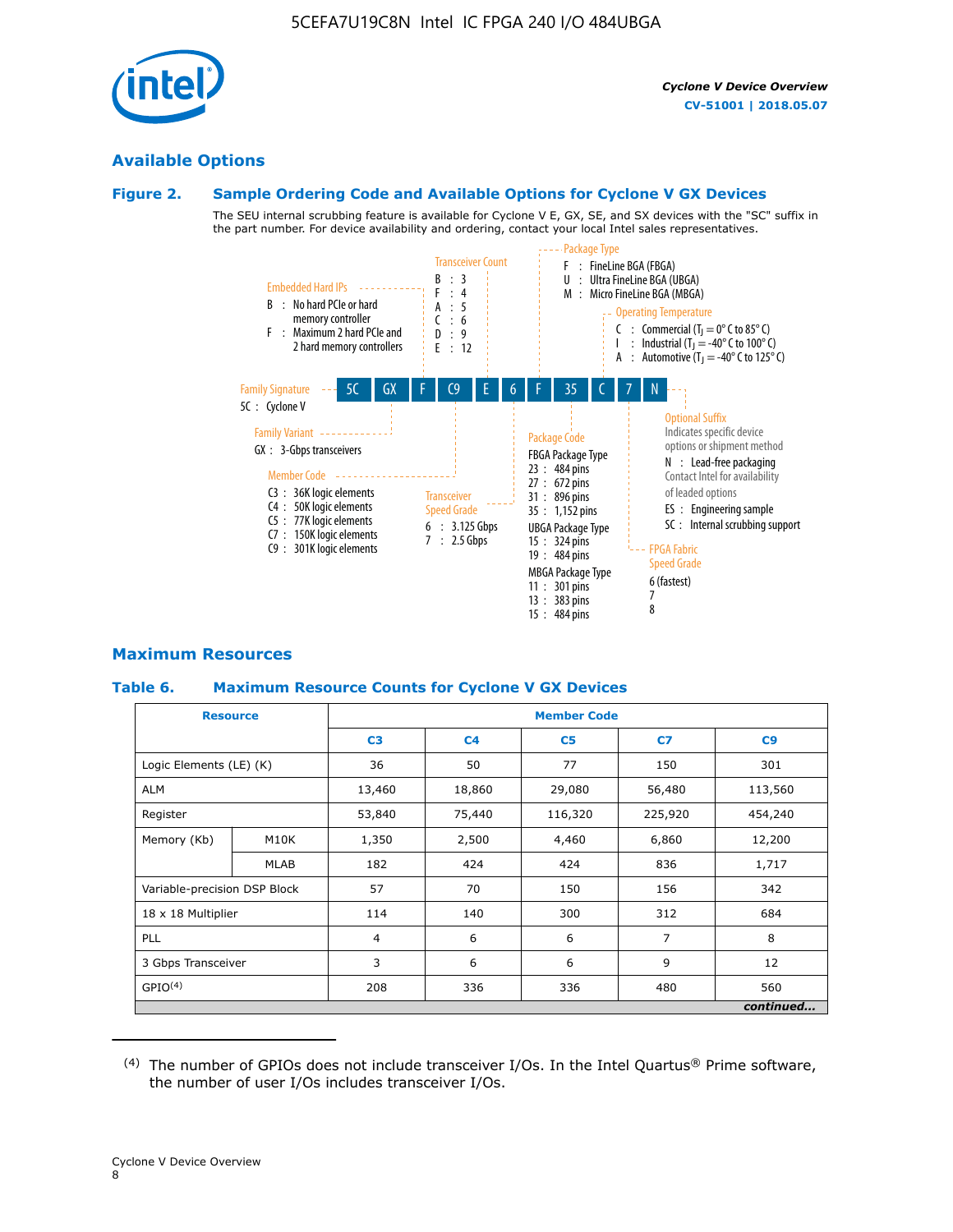## Available Options

### Figure 2. Sample Ordering Code and Available Options for Cyclone V GX Devices

The SEU internal scrubbing feature is available for Cyclone V E, GX, SE, and SX devices with the "SC" suffix in the part number. For device availability and ordering, contact your local Intel sales representatives.

**Ordering code:** 5C GX F C9 E 6 F 35 C 7 N

**Family Signature**
- 5C : Cyclone V

**Family Variant**
- GX : 3-Gbps transceivers

**Embedded Hard IPs**
- B : No hard PCIe or hard memory controller
- F : Maximum 2 hard PCIe and 2 hard memory controllers

**Member Code**
- C3 : 36K logic elements
- C4 : 50K logic elements
- C5 : 77K logic elements
- C7 : 150K logic elements
- C9 : 301K logic elements

**Transceiver Count**
- B : 3
- F : 4
- A : 5
- C : 6
- D : 9
- E : 12

**Transceiver Speed Grade**
- 6 : 3.125 Gbps
- 7 : 2.5 Gbps

**Package Type**
- F : FineLine BGA (FBGA)
- U : Ultra FineLine BGA (UBGA)
- M : Micro FineLine BGA (MBGA)

**Package Code**

FBGA Package Type
- 23 : 484 pins
- 27 : 672 pins
- 31 : 896 pins
- 35 : 1,152 pins

UBGA Package Type
- 15 : 324 pins
- 19 : 484 pins

MBGA Package Type
- 11 : 301 pins
- 13 : 383 pins
- 15 : 484 pins

**Operating Temperature**
- C : Commercial ($T_J$ = 0° C to 85° C)
- I : Industrial ($T_J$ = -40° C to 100° C)
- A : Automotive ($T_J$ = -40° C to 125° C)

**FPGA Fabric Speed Grade**
- 6 (fastest)
- 7
- 8

**Optional Suffix**

Indicates specific device options or shipment method
- N : Lead-free packaging

Contact Intel for availability of leaded options
- ES : Engineering sample
- SC : Internal scrubbing support

## Maximum Resources

### Table 6. Maximum Resource Counts for Cyclone V GX Devices

| Resource | | Member Code | | | | |
|---|---|---|---|---|---|---|
| | | C3 | C4 | C5 | C7 | C9 |
| Logic Elements (LE) (K) | | 36 | 50 | 77 | 150 | 301 |
| ALM | | 13,460 | 18,860 | 29,080 | 56,480 | 113,560 |
| Register | | 53,840 | 75,440 | 116,320 | 225,920 | 454,240 |
| Memory (Kb) | M10K | 1,350 | 2,500 | 4,460 | 6,860 | 12,200 |
| | MLAB | 182 | 424 | 424 | 836 | 1,717 |
| Variable-precision DSP Block | | 57 | 70 | 150 | 156 | 342 |
| 18 x 18 Multiplier | | 114 | 140 | 300 | 312 | 684 |
| PLL | | 4 | 6 | 6 | 7 | 8 |
| 3 Gbps Transceiver | | 3 | 6 | 6 | 9 | 12 |
| GPIO[4] | | 208 | 336 | 336 | 480 | 560 |

*continued...*

(4) The number of GPIOs does not include transceiver I/Os. In the Intel Quartus® Prime software, the number of user I/Os includes transceiver I/Os.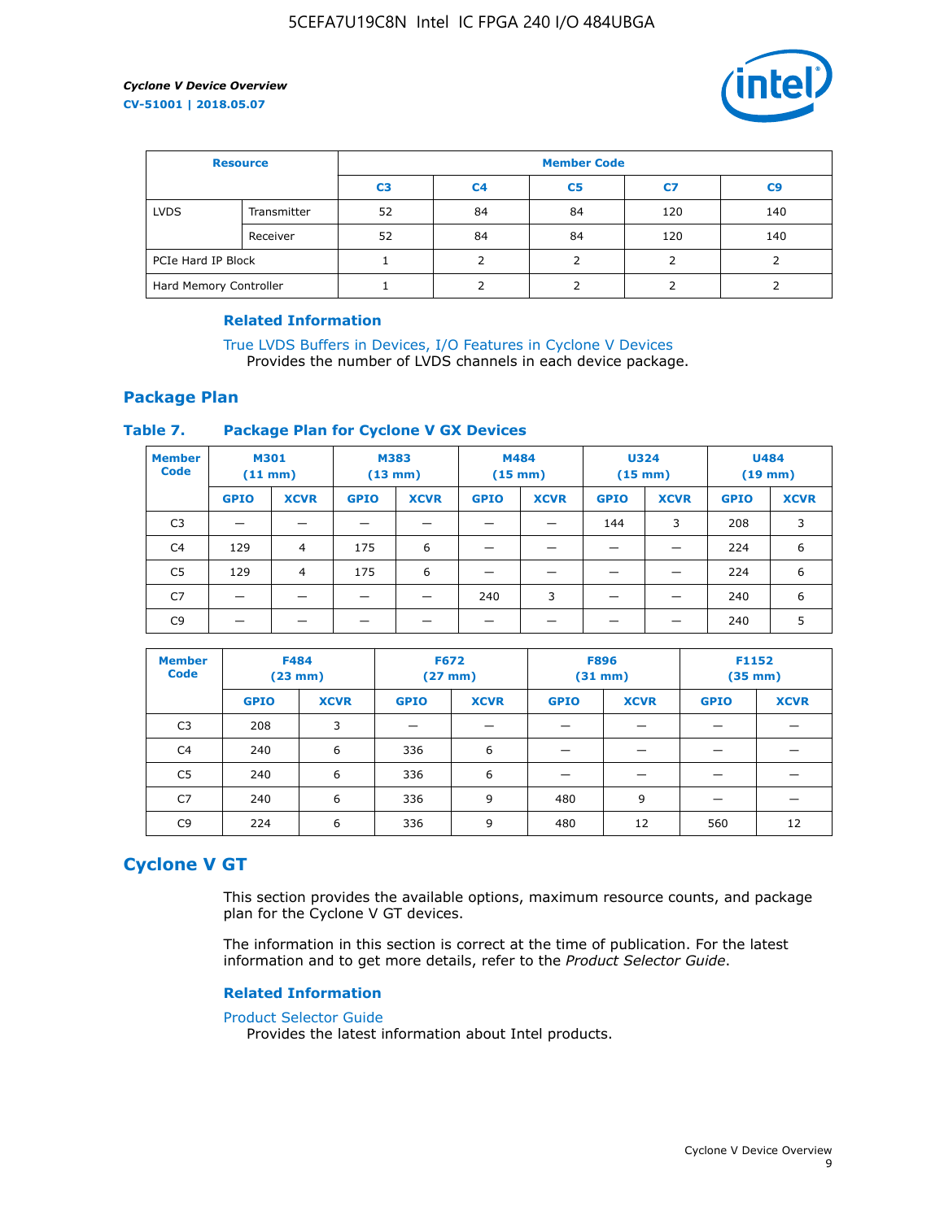| Resource | | Member Code | | | | |
|---|---|---|---|---|---|---|
| | | C3 | C4 | C5 | C7 | C9 |
| LVDS | Transmitter | 52 | 84 | 84 | 120 | 140 |
| | Receiver | 52 | 84 | 84 | 120 | 140 |
| PCIe Hard IP Block | | 1 | 2 | 2 | 2 | 2 |
| Hard Memory Controller | | 1 | 2 | 2 | 2 | 2 |

**Related Information**

True LVDS Buffers in Devices, I/O Features in Cyclone V Devices
Provides the number of LVDS channels in each device package.

## Package Plan

**Table 7. Package Plan for Cyclone V GX Devices**

| Member Code | M301 (11 mm) | | M383 (13 mm) | | M484 (15 mm) | | U324 (15 mm) | | U484 (19 mm) | |
|---|---|---|---|---|---|---|---|---|---|---|
| | GPIO | XCVR | GPIO | XCVR | GPIO | XCVR | GPIO | XCVR | GPIO | XCVR |
| C3 | — | — | — | — | — | — | 144 | 3 | 208 | 3 |
| C4 | 129 | 4 | 175 | 6 | — | — | — | — | 224 | 6 |
| C5 | 129 | 4 | 175 | 6 | — | — | — | — | 224 | 6 |
| C7 | — | — | — | — | 240 | 3 | — | — | 240 | 6 |
| C9 | — | — | — | — | — | — | — | — | 240 | 5 |

| Member Code | F484 (23 mm) | | F672 (27 mm) | | F896 (31 mm) | | F1152 (35 mm) | |
|---|---|---|---|---|---|---|---|---|
| | GPIO | XCVR | GPIO | XCVR | GPIO | XCVR | GPIO | XCVR |
| C3 | 208 | 3 | — | — | — | — | — | — |
| C4 | 240 | 6 | 336 | 6 | — | — | — | — |
| C5 | 240 | 6 | 336 | 6 | — | — | — | — |
| C7 | 240 | 6 | 336 | 9 | 480 | 9 | — | — |
| C9 | 224 | 6 | 336 | 9 | 480 | 12 | 560 | 12 |

# Cyclone V GT

This section provides the available options, maximum resource counts, and package plan for the Cyclone V GT devices.

The information in this section is correct at the time of publication. For the latest information and to get more details, refer to the *Product Selector Guide*.

**Related Information**

Product Selector Guide
Provides the latest information about Intel products.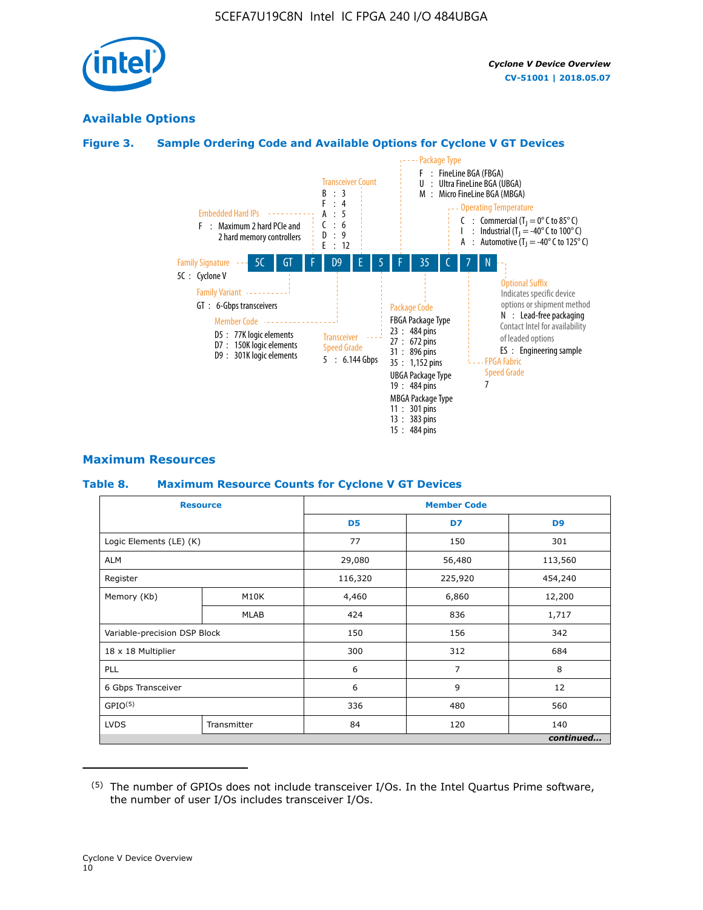## Available Options

**Figure 3. Sample Ordering Code and Available Options for Cyclone V GT Devices**

5C GT F D9 E 5 F 35 C 7 N

- **Family Signature**
  - 5C : Cyclone V
- **Family Variant**
  - GT : 6-Gbps transceivers
- **Embedded Hard IPs**
  - F : Maximum 2 hard PCIe and 2 hard memory controllers
- **Member Code**
  - D5 : 77K logic elements
  - D7 : 150K logic elements
  - D9 : 301K logic elements
- **Transceiver Count**
  - B : 3
  - F : 4
  - A : 5
  - C : 6
  - D : 9
  - E : 12
- **Transceiver Speed Grade**
  - 5 : 6.144 Gbps
- **Package Type**
  - F : FineLine BGA (FBGA)
  - U : Ultra FineLine BGA (UBGA)
  - M : Micro FineLine BGA (MBGA)
- **Package Code**
  - FBGA Package Type
    - 23 : 484 pins
    - 27 : 672 pins
    - 31 : 896 pins
    - 35 : 1,152 pins
  - UBGA Package Type
    - 19 : 484 pins
  - MBGA Package Type
    - 11 : 301 pins
    - 13 : 383 pins
    - 15 : 484 pins
- **Operating Temperature**
  - C : Commercial ($T_J$ = 0° C to 85° C)
  - I : Industrial ($T_J$ = -40° C to 100° C)
  - A : Automotive ($T_J$ = -40° C to 125° C)
- **FPGA Fabric Speed Grade**
  - 7
- **Optional Suffix**
  - Indicates specific device options or shipment method
  - N : Lead-free packaging
  - Contact Intel for availability of leaded options
  - ES : Engineering sample

## Maximum Resources

**Table 8. Maximum Resource Counts for Cyclone V GT Devices**

| Resource | | Member Code | | |
|---|---|---|---|---|
| | | D5 | D7 | D9 |
| Logic Elements (LE) (K) | | 77 | 150 | 301 |
| ALM | | 29,080 | 56,480 | 113,560 |
| Register | | 116,320 | 225,920 | 454,240 |
| Memory (Kb) | M10K | 4,460 | 6,860 | 12,200 |
| | MLAB | 424 | 836 | 1,717 |
| Variable-precision DSP Block | | 150 | 156 | 342 |
| 18 x 18 Multiplier | | 300 | 312 | 684 |
| PLL | | 6 | 7 | 8 |
| 6 Gbps Transceiver | | 6 | 9 | 12 |
| GPIO[5] | | 336 | 480 | 560 |
| LVDS | Transmitter | 84 | 120 | 140 |

*continued...*

(5) The number of GPIOs does not include transceiver I/Os. In the Intel Quartus Prime software, the number of user I/Os includes transceiver I/Os.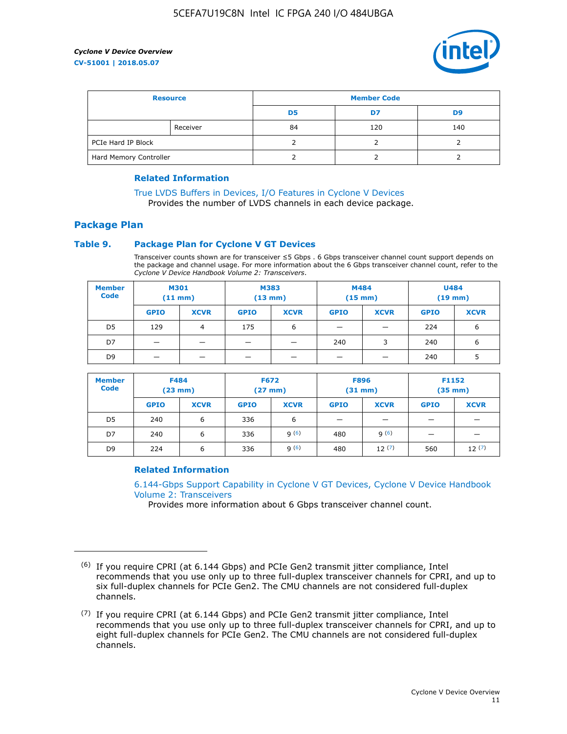| Resource | | Member Code | | |
|---|---|---|---|---|
| | | D5 | D7 | D9 |
| | Receiver | 84 | 120 | 140 |
| PCIe Hard IP Block | | 2 | 2 | 2 |
| Hard Memory Controller | | 2 | 2 | 2 |

#### Related Information

True LVDS Buffers in Devices, I/O Features in Cyclone V Devices
Provides the number of LVDS channels in each device package.

## Package Plan

### Table 9. Package Plan for Cyclone V GT Devices

Transceiver counts shown are for transceiver ≤5 Gbps . 6 Gbps transceiver channel count support depends on the package and channel usage. For more information about the 6 Gbps transceiver channel count, refer to the *Cyclone V Device Handbook Volume 2: Transceivers*.

| Member Code | M301 (11 mm) | | M383 (13 mm) | | M484 (15 mm) | | U484 (19 mm) | |
|---|---|---|---|---|---|---|---|---|
| | GPIO | XCVR | GPIO | XCVR | GPIO | XCVR | GPIO | XCVR |
| D5 | 129 | 4 | 175 | 6 | — | — | 224 | 6 |
| D7 | — | — | — | — | 240 | 3 | 240 | 6 |
| D9 | — | — | — | — | — | — | 240 | 5 |

| Member Code | F484 (23 mm) | | F672 (27 mm) | | F896 (31 mm) | | F1152 (35 mm) | |
|---|---|---|---|---|---|---|---|---|
| | GPIO | XCVR | GPIO | XCVR | GPIO | XCVR | GPIO | XCVR |
| D5 | 240 | 6 | 336 | 6 | — | — | — | — |
| D7 | 240 | 6 | 336 | 9 (6) | 480 | 9 (6) | — | — |
| D9 | 224 | 6 | 336 | 9 (6) | 480 | 12 (7) | 560 | 12 (7) |

#### Related Information

6.144-Gbps Support Capability in Cyclone V GT Devices, Cyclone V Device Handbook Volume 2: Transceivers
Provides more information about 6 Gbps transceiver channel count.

---

(6) If you require CPRI (at 6.144 Gbps) and PCIe Gen2 transmit jitter compliance, Intel recommends that you use only up to three full-duplex transceiver channels for CPRI, and up to six full-duplex channels for PCIe Gen2. The CMU channels are not considered full-duplex channels.

(7) If you require CPRI (at 6.144 Gbps) and PCIe Gen2 transmit jitter compliance, Intel recommends that you use only up to three full-duplex transceiver channels for CPRI, and up to eight full-duplex channels for PCIe Gen2. The CMU channels are not considered full-duplex channels.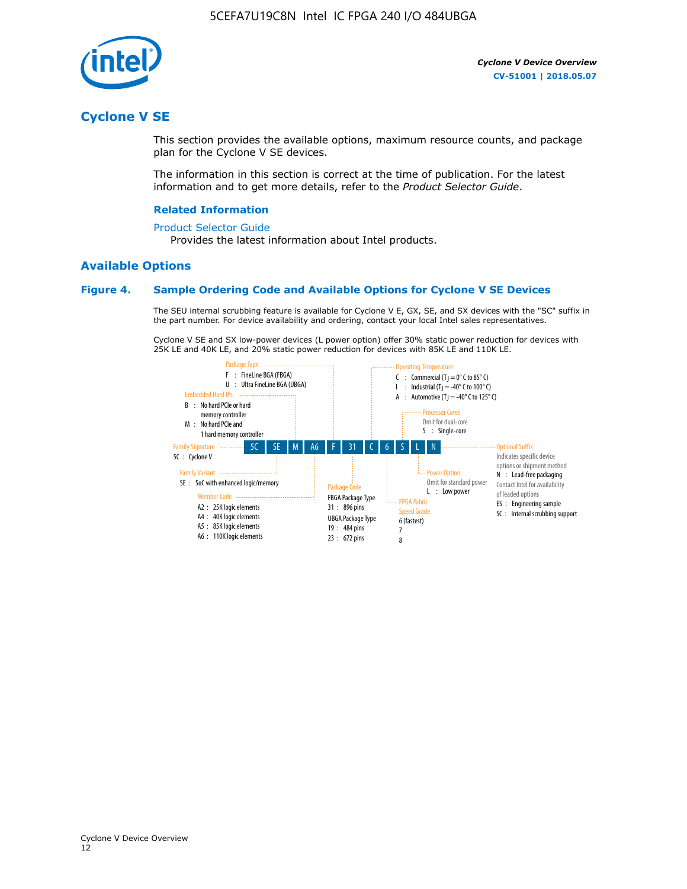## Cyclone V SE

This section provides the available options, maximum resource counts, and package plan for the Cyclone V SE devices.

The information in this section is correct at the time of publication. For the latest information and to get more details, refer to the *Product Selector Guide*.

### Related Information

Product Selector Guide
Provides the latest information about Intel products.

## Available Options

### Figure 4. Sample Ordering Code and Available Options for Cyclone V SE Devices

The SEU internal scrubbing feature is available for Cyclone V E, GX, SE, and SX devices with the "SC" suffix in the part number. For device availability and ordering, contact your local Intel sales representatives.

Cyclone V SE and SX low-power devices (L power option) offer 30% static power reduction for devices with 25K LE and 40K LE, and 20% static power reduction for devices with 85K LE and 110K LE.

Sample ordering code: 5C SE M A6 F 31 C 6 S L N

- **Family Signature**
  - 5C : Cyclone V
- **Family Variant**
  - SE : SoC with enhanced logic/memory
- **Embedded Hard IPs**
  - B : No hard PCIe or hard memory controller
  - M : No hard PCIe and 1 hard memory controller
- **Member Code**
  - A2 : 25K logic elements
  - A4 : 40K logic elements
  - A5 : 85K logic elements
  - A6 : 110K logic elements
- **Package Type**
  - F : FineLine BGA (FBGA)
  - U : Ultra FineLine BGA (UBGA)
- **Package Code**
  - FBGA Package Type
    - 31 : 896 pins
  - UBGA Package Type
    - 19 : 484 pins
    - 23 : 672 pins
- **Operating Temperature**
  - C : Commercial ($T_J$ = 0° C to 85° C)
  - I : Industrial ($T_J$ = -40° C to 100° C)
  - A : Automotive ($T_J$ = -40° C to 125° C)
- **FPGA Fabric Speed Grade**
  - 6 (fastest)
  - 7
  - 8
- **Processor Cores**
  - Omit for dual-core
  - S : Single-core
- **Power Option**
  - Omit for standard power
  - L : Low power
- **Optional Suffix**
  - Indicates specific device options or shipment method
  - N : Lead-free packaging
  - Contact Intel for availability of leaded options
  - ES : Engineering sample
  - SC : Internal scrubbing support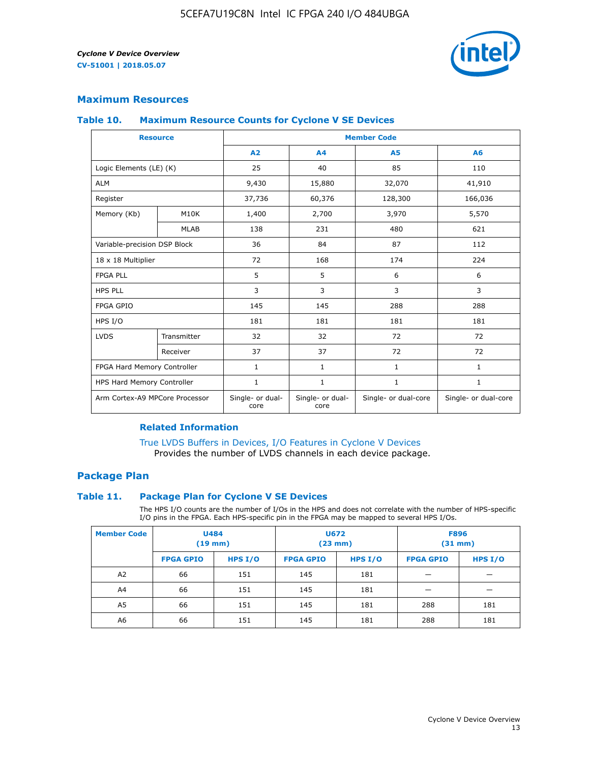## Maximum Resources

### Table 10. Maximum Resource Counts for Cyclone V SE Devices

| Resource | | Member Code | | | |
|---|---|---|---|---|---|
| | | A2 | A4 | A5 | A6 |
| Logic Elements (LE) (K) | | 25 | 40 | 85 | 110 |
| ALM | | 9,430 | 15,880 | 32,070 | 41,910 |
| Register | | 37,736 | 60,376 | 128,300 | 166,036 |
| Memory (Kb) | M10K | 1,400 | 2,700 | 3,970 | 5,570 |
| | MLAB | 138 | 231 | 480 | 621 |
| Variable-precision DSP Block | | 36 | 84 | 87 | 112 |
| 18 x 18 Multiplier | | 72 | 168 | 174 | 224 |
| FPGA PLL | | 5 | 5 | 6 | 6 |
| HPS PLL | | 3 | 3 | 3 | 3 |
| FPGA GPIO | | 145 | 145 | 288 | 288 |
| HPS I/O | | 181 | 181 | 181 | 181 |
| LVDS | Transmitter | 32 | 32 | 72 | 72 |
| | Receiver | 37 | 37 | 72 | 72 |
| FPGA Hard Memory Controller | | 1 | 1 | 1 | 1 |
| HPS Hard Memory Controller | | 1 | 1 | 1 | 1 |
| Arm Cortex-A9 MPCore Processor | | Single- or dual-core | Single- or dual-core | Single- or dual-core | Single- or dual-core |

#### Related Information

True LVDS Buffers in Devices, I/O Features in Cyclone V Devices
Provides the number of LVDS channels in each device package.

## Package Plan

### Table 11. Package Plan for Cyclone V SE Devices

The HPS I/O counts are the number of I/Os in the HPS and does not correlate with the number of HPS-specific I/O pins in the FPGA. Each HPS-specific pin in the FPGA may be mapped to several HPS I/Os.

| Member Code | U484 (19 mm) | | U672 (23 mm) | | F896 (31 mm) | |
|---|---|---|---|---|---|---|
| | FPGA GPIO | HPS I/O | FPGA GPIO | HPS I/O | FPGA GPIO | HPS I/O |
| A2 | 66 | 151 | 145 | 181 | — | — |
| A4 | 66 | 151 | 145 | 181 | — | — |
| A5 | 66 | 151 | 145 | 181 | 288 | 181 |
| A6 | 66 | 151 | 145 | 181 | 288 | 181 |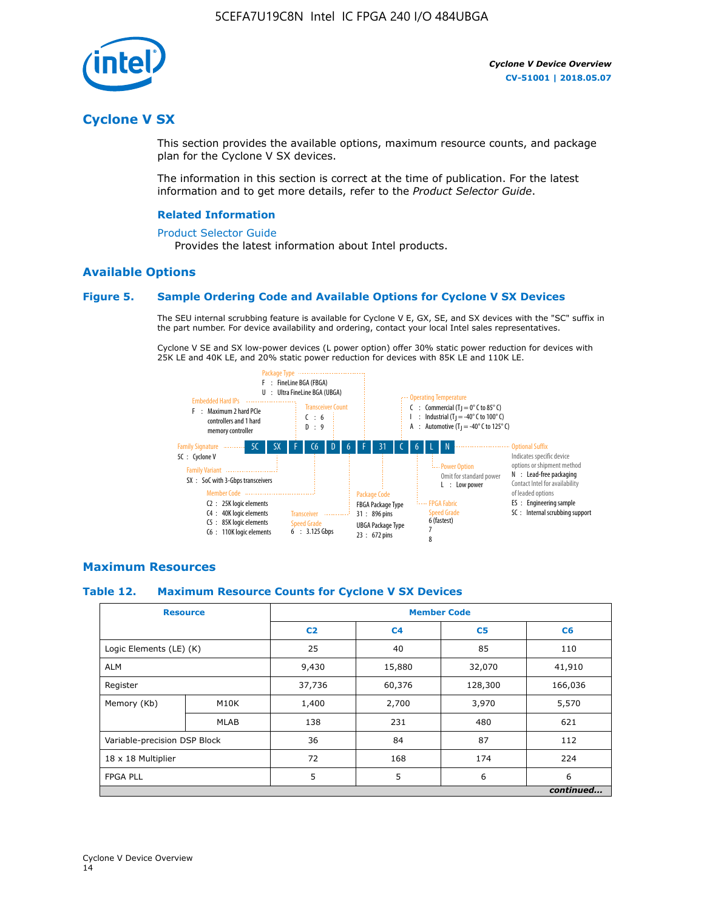## Cyclone V SX

This section provides the available options, maximum resource counts, and package plan for the Cyclone V SX devices.

The information in this section is correct at the time of publication. For the latest information and to get more details, refer to the *Product Selector Guide*.

### Related Information

Product Selector Guide

Provides the latest information about Intel products.

### Available Options

#### Figure 5. Sample Ordering Code and Available Options for Cyclone V SX Devices

The SEU internal scrubbing feature is available for Cyclone V E, GX, SE, and SX devices with the "SC" suffix in the part number. For device availability and ordering, contact your local Intel sales representatives.

Cyclone V SE and SX low-power devices (L power option) offer 30% static power reduction for devices with 25K LE and 40K LE, and 20% static power reduction for devices with 85K LE and 110K LE.

Sample ordering code: 5C SX F C6 D 6 F 31 C 6 L N

- **Family Signature**
  - 5C : Cyclone V
- **Family Variant**
  - SX : SoC with 3-Gbps transceivers
- **Embedded Hard IPs**
  - F : Maximum 2 hard PCIe controllers and 1 hard memory controller
- **Member Code**
  - C2 : 25K logic elements
  - C4 : 40K logic elements
  - C5 : 85K logic elements
  - C6 : 110K logic elements
- **Transceiver Count**
  - C : 6
  - D : 9
- **Transceiver Speed Grade**
  - 6 : 3.125 Gbps
- **Package Type**
  - F : FineLine BGA (FBGA)
  - U : Ultra FineLine BGA (UBGA)
- **Package Code**
  - FBGA Package Type
    - 31 : 896 pins
  - UBGA Package Type
    - 23 : 672 pins
- **Operating Temperature**
  - C : Commercial ($T_J$ = 0° C to 85° C)
  - I : Industrial ($T_J$ = -40° C to 100° C)
  - A : Automotive ($T_J$ = -40° C to 125° C)
- **FPGA Fabric Speed Grade**
  - 6 (fastest)
  - 7
  - 8
- **Power Option**
  - Omit for standard power
  - L : Low power
- **Optional Suffix**
  - Indicates specific device options or shipment method
  - N : Lead-free packaging. Contact Intel for availability of leaded options
  - ES : Engineering sample
  - SC : Internal scrubbing support

### Maximum Resources

#### Table 12. Maximum Resource Counts for Cyclone V SX Devices

| Resource | | Member Code | | | |
|---|---|---|---|---|---|
| | | C2 | C4 | C5 | C6 |
| Logic Elements (LE) (K) | | 25 | 40 | 85 | 110 |
| ALM | | 9,430 | 15,880 | 32,070 | 41,910 |
| Register | | 37,736 | 60,376 | 128,300 | 166,036 |
| Memory (Kb) | M10K | 1,400 | 2,700 | 3,970 | 5,570 |
| | MLAB | 138 | 231 | 480 | 621 |
| Variable-precision DSP Block | | 36 | 84 | 87 | 112 |
| 18 x 18 Multiplier | | 72 | 168 | 174 | 224 |
| FPGA PLL | | 5 | 5 | 6 | 6 |

*continued...*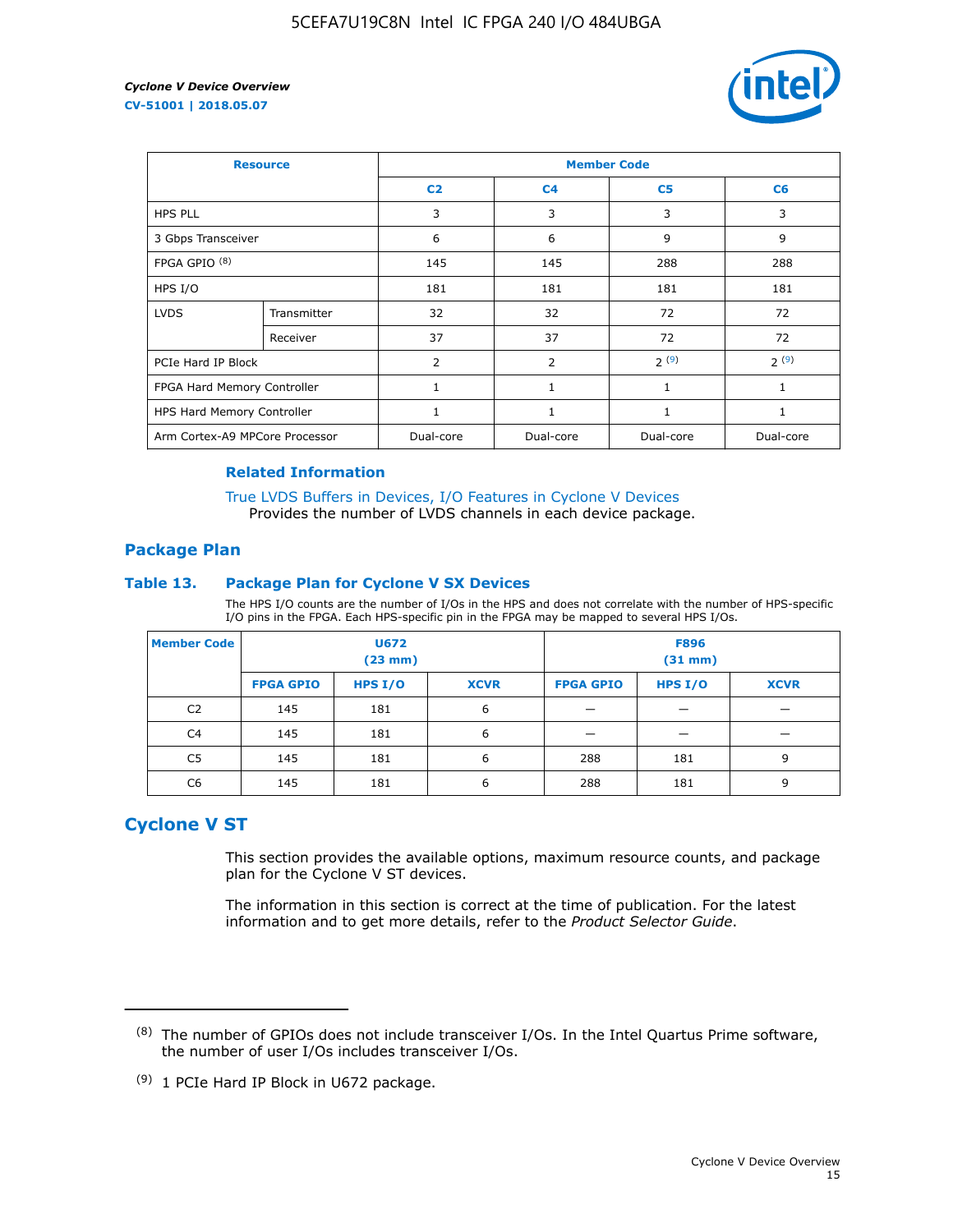| Resource | | Member Code | | | |
|---|---|---|---|---|---|
| | | C2 | C4 | C5 | C6 |
| HPS PLL | | 3 | 3 | 3 | 3 |
| 3 Gbps Transceiver | | 6 | 6 | 9 | 9 |
| FPGA GPIO [(8)] | | 145 | 145 | 288 | 288 |
| HPS I/O | | 181 | 181 | 181 | 181 |
| LVDS | Transmitter | 32 | 32 | 72 | 72 |
| | Receiver | 37 | 37 | 72 | 72 |
| PCIe Hard IP Block | | 2 | 2 | 2 [(9)] | 2 [(9)] |
| FPGA Hard Memory Controller | | 1 | 1 | 1 | 1 |
| HPS Hard Memory Controller | | 1 | 1 | 1 | 1 |
| Arm Cortex-A9 MPCore Processor | | Dual-core | Dual-core | Dual-core | Dual-core |

**Related Information**

True LVDS Buffers in Devices, I/O Features in Cyclone V Devices
Provides the number of LVDS channels in each device package.

## Package Plan

**Table 13. Package Plan for Cyclone V SX Devices**

The HPS I/O counts are the number of I/Os in the HPS and does not correlate with the number of HPS-specific I/O pins in the FPGA. Each HPS-specific pin in the FPGA may be mapped to several HPS I/Os.

| Member Code | U672 (23 mm) | | | F896 (31 mm) | | |
|---|---|---|---|---|---|---|
| | FPGA GPIO | HPS I/O | XCVR | FPGA GPIO | HPS I/O | XCVR |
| C2 | 145 | 181 | 6 | — | — | — |
| C4 | 145 | 181 | 6 | — | — | — |
| C5 | 145 | 181 | 6 | 288 | 181 | 9 |
| C6 | 145 | 181 | 6 | 288 | 181 | 9 |

## Cyclone V ST

This section provides the available options, maximum resource counts, and package plan for the Cyclone V ST devices.

The information in this section is correct at the time of publication. For the latest information and to get more details, refer to the *Product Selector Guide*.

(8) The number of GPIOs does not include transceiver I/Os. In the Intel Quartus Prime software, the number of user I/Os includes transceiver I/Os.

(9) 1 PCIe Hard IP Block in U672 package.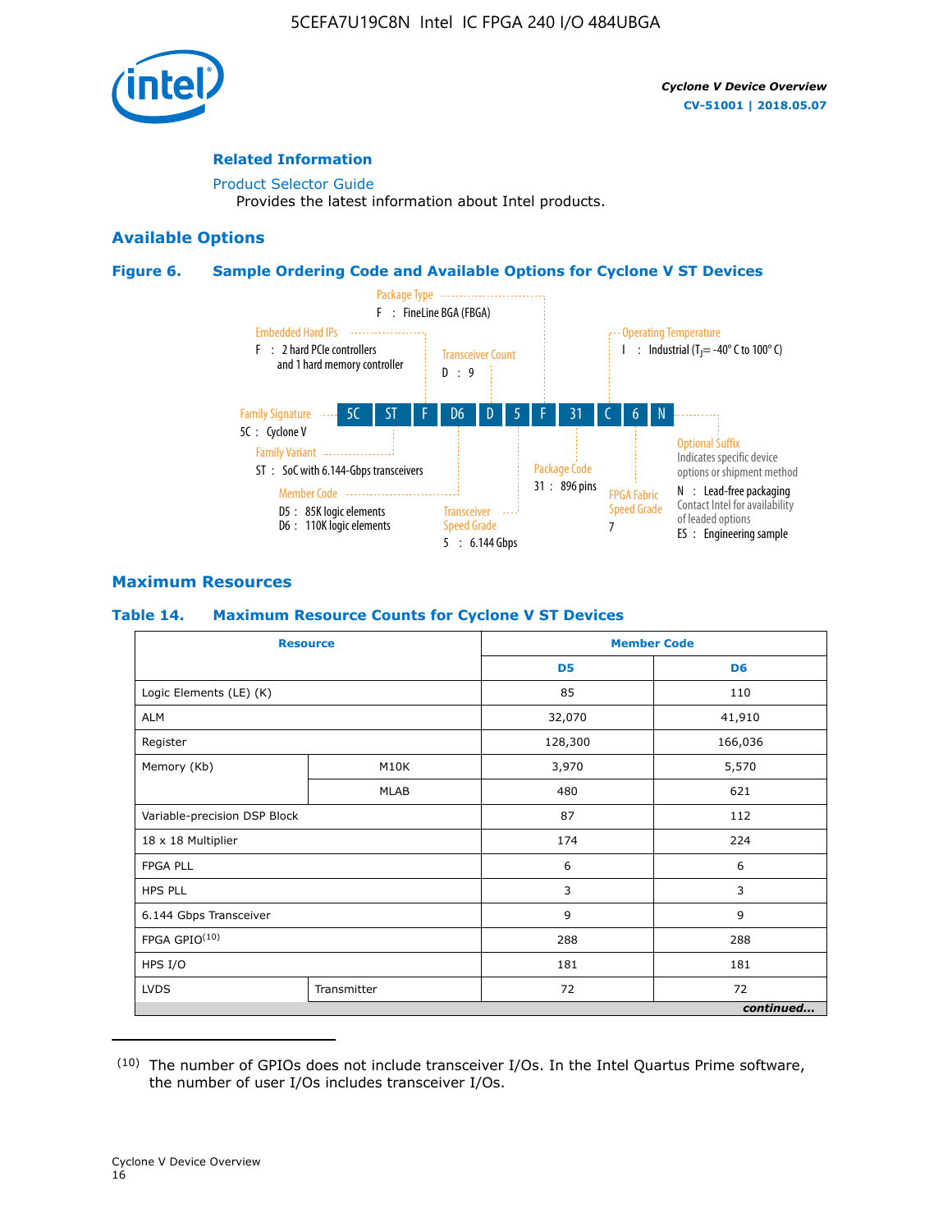**Related Information**

Product Selector Guide
Provides the latest information about Intel products.

## Available Options

**Figure 6. Sample Ordering Code and Available Options for Cyclone V ST Devices**

5C ST F D6 D 5 F 31 C 6 N

- Family Signature — 5C : Cyclone V
- Family Variant — ST : SoC with 6.144-Gbps transceivers
- Embedded Hard IPs — F : 2 hard PCIe controllers and 1 hard memory controller
- Member Code — D5 : 85K logic elements; D6 : 110K logic elements
- Transceiver Count — D : 9
- Transceiver Speed Grade — 5 : 6.144 Gbps
- Package Type — F : FineLine BGA (FBGA)
- Package Code — 31 : 896 pins
- Operating Temperature — I : Industrial ($T_J$= -40° C to 100° C)
- FPGA Fabric Speed Grade — 7
- Optional Suffix — Indicates specific device options or shipment method; N : Lead-free packaging, Contact Intel for availability of leaded options; ES : Engineering sample

## Maximum Resources

**Table 14. Maximum Resource Counts for Cyclone V ST Devices**

| Resource | | Member Code | |
|---|---|---|---|
| | | D5 | D6 |
| Logic Elements (LE) (K) | | 85 | 110 |
| ALM | | 32,070 | 41,910 |
| Register | | 128,300 | 166,036 |
| Memory (Kb) | M10K | 3,970 | 5,570 |
| | MLAB | 480 | 621 |
| Variable-precision DSP Block | | 87 | 112 |
| 18 x 18 Multiplier | | 174 | 224 |
| FPGA PLL | | 6 | 6 |
| HPS PLL | | 3 | 3 |
| 6.144 Gbps Transceiver | | 9 | 9 |
| FPGA GPIO[(10)] | | 288 | 288 |
| HPS I/O | | 181 | 181 |
| LVDS | Transmitter | 72 | 72 |

*continued...*

(10) The number of GPIOs does not include transceiver I/Os. In the Intel Quartus Prime software, the number of user I/Os includes transceiver I/Os.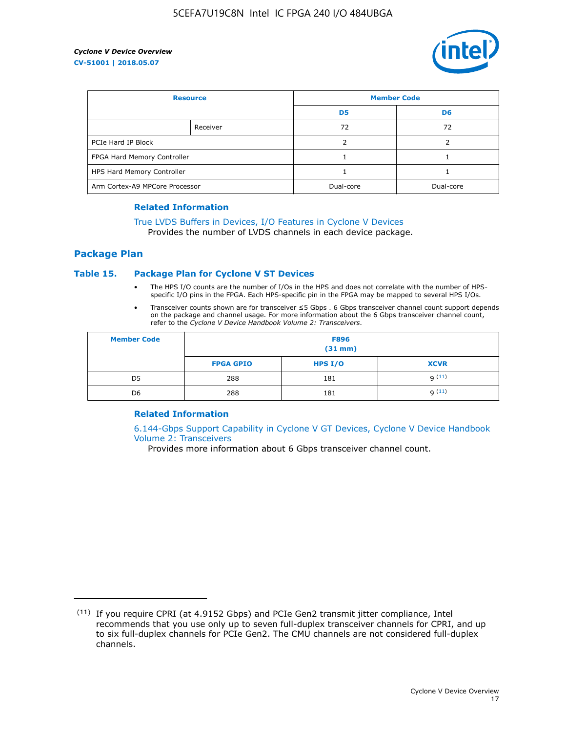| Resource | | Member Code | |
|---|---|---|---|
| | | D5 | D6 |
| | Receiver | 72 | 72 |
| PCIe Hard IP Block | | 2 | 2 |
| FPGA Hard Memory Controller | | 1 | 1 |
| HPS Hard Memory Controller | | 1 | 1 |
| Arm Cortex-A9 MPCore Processor | | Dual-core | Dual-core |

### Related Information

True LVDS Buffers in Devices, I/O Features in Cyclone V Devices
Provides the number of LVDS channels in each device package.

## Package Plan

### Table 15. Package Plan for Cyclone V ST Devices

- The HPS I/O counts are the number of I/Os in the HPS and does not correlate with the number of HPS-specific I/O pins in the FPGA. Each HPS-specific pin in the FPGA may be mapped to several HPS I/Os.
- Transceiver counts shown are for transceiver ≤5 Gbps . 6 Gbps transceiver channel count support depends on the package and channel usage. For more information about the 6 Gbps transceiver channel count, refer to the *Cyclone V Device Handbook Volume 2: Transceivers*.

| Member Code | F896 (31 mm) | | |
|---|---|---|---|
| | FPGA GPIO | HPS I/O | XCVR |
| D5 | 288 | 181 | 9 [11] |
| D6 | 288 | 181 | 9 [11] |

### Related Information

6.144-Gbps Support Capability in Cyclone V GT Devices, Cyclone V Device Handbook Volume 2: Transceivers
Provides more information about 6 Gbps transceiver channel count.

(11) If you require CPRI (at 4.9152 Gbps) and PCIe Gen2 transmit jitter compliance, Intel recommends that you use only up to seven full-duplex transceiver channels for CPRI, and up to six full-duplex channels for PCIe Gen2. The CMU channels are not considered full-duplex channels.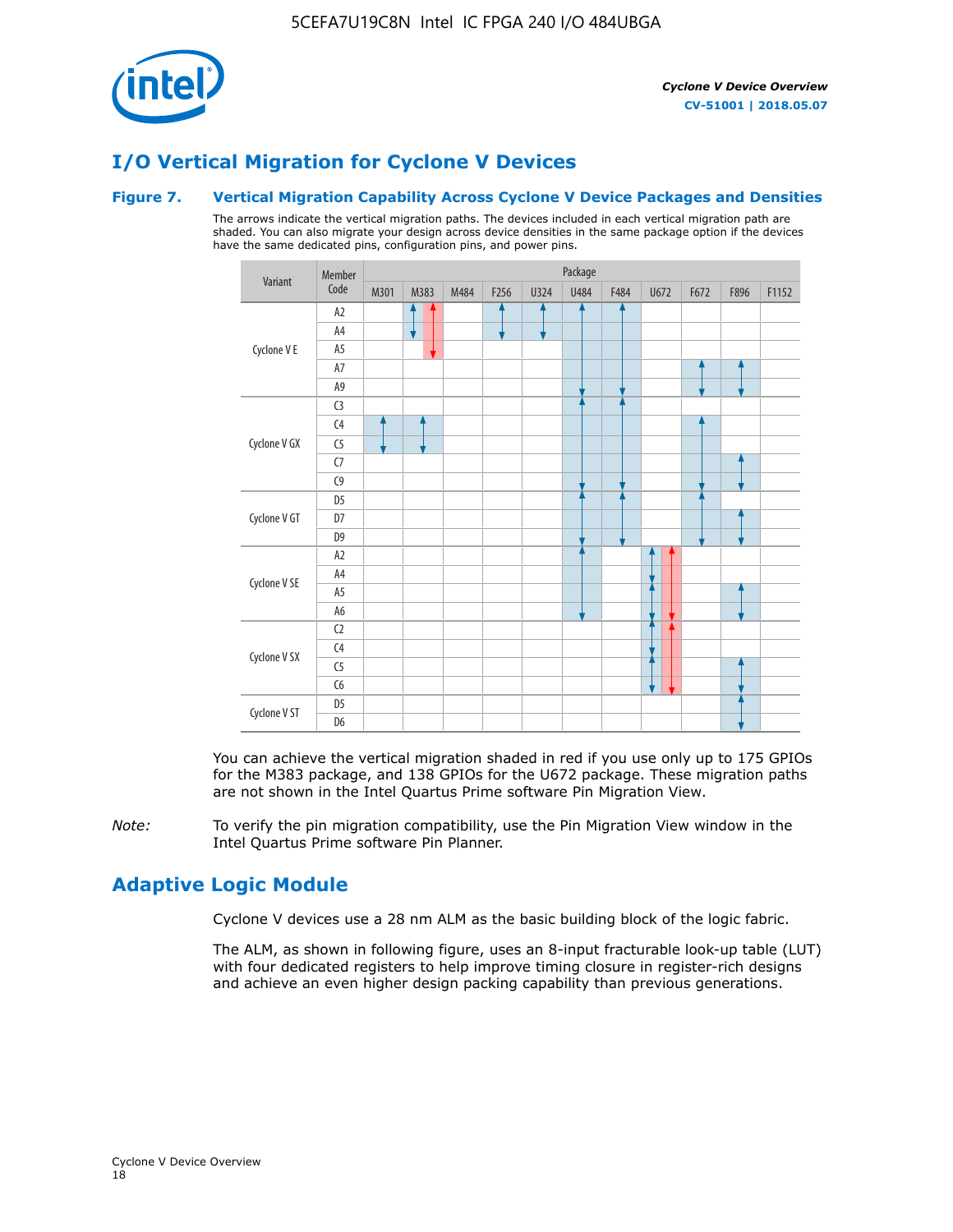## I/O Vertical Migration for Cyclone V Devices

### Figure 7. Vertical Migration Capability Across Cyclone V Device Packages and Densities

The arrows indicate the vertical migration paths. The devices included in each vertical migration path are shaded. You can also migrate your design across device densities in the same package option if the devices have the same dedicated pins, configuration pins, and power pins.

| Variant | Member Code | M301 | M383 | M484 | F256 | U324 | U484 | F484 | U672 | F672 | F896 | F1152 |
|---|---|---|---|---|---|---|---|---|---|---|---|---|
| Cyclone V E | A2 | | | | | | | | | | | |
| | A4 | | | | | | | | | | | |
| | A5 | | | | | | | | | | | |
| | A7 | | | | | | | | | | | |
| | A9 | | | | | | | | | | | |
| Cyclone V GX | C3 | | | | | | | | | | | |
| | C4 | | | | | | | | | | | |
| | C5 | | | | | | | | | | | |
| | C7 | | | | | | | | | | | |
| | C9 | | | | | | | | | | | |
| Cyclone V GT | D5 | | | | | | | | | | | |
| | D7 | | | | | | | | | | | |
| | D9 | | | | | | | | | | | |
| Cyclone V SE | A2 | | | | | | | | | | | |
| | A4 | | | | | | | | | | | |
| | A5 | | | | | | | | | | | |
| | A6 | | | | | | | | | | | |
| Cyclone V SX | C2 | | | | | | | | | | | |
| | C4 | | | | | | | | | | | |
| | C5 | | | | | | | | | | | |
| | C6 | | | | | | | | | | | |
| Cyclone V ST | D5 | | | | | | | | | | | |
| | D6 | | | | | | | | | | | |

You can achieve the vertical migration shaded in red if you use only up to 175 GPIOs for the M383 package, and 138 GPIOs for the U672 package. These migration paths are not shown in the Intel Quartus Prime software Pin Migration View.

*Note:* To verify the pin migration compatibility, use the Pin Migration View window in the Intel Quartus Prime software Pin Planner.

## Adaptive Logic Module

Cyclone V devices use a 28 nm ALM as the basic building block of the logic fabric.

The ALM, as shown in following figure, uses an 8-input fracturable look-up table (LUT) with four dedicated registers to help improve timing closure in register-rich designs and achieve an even higher design packing capability than previous generations.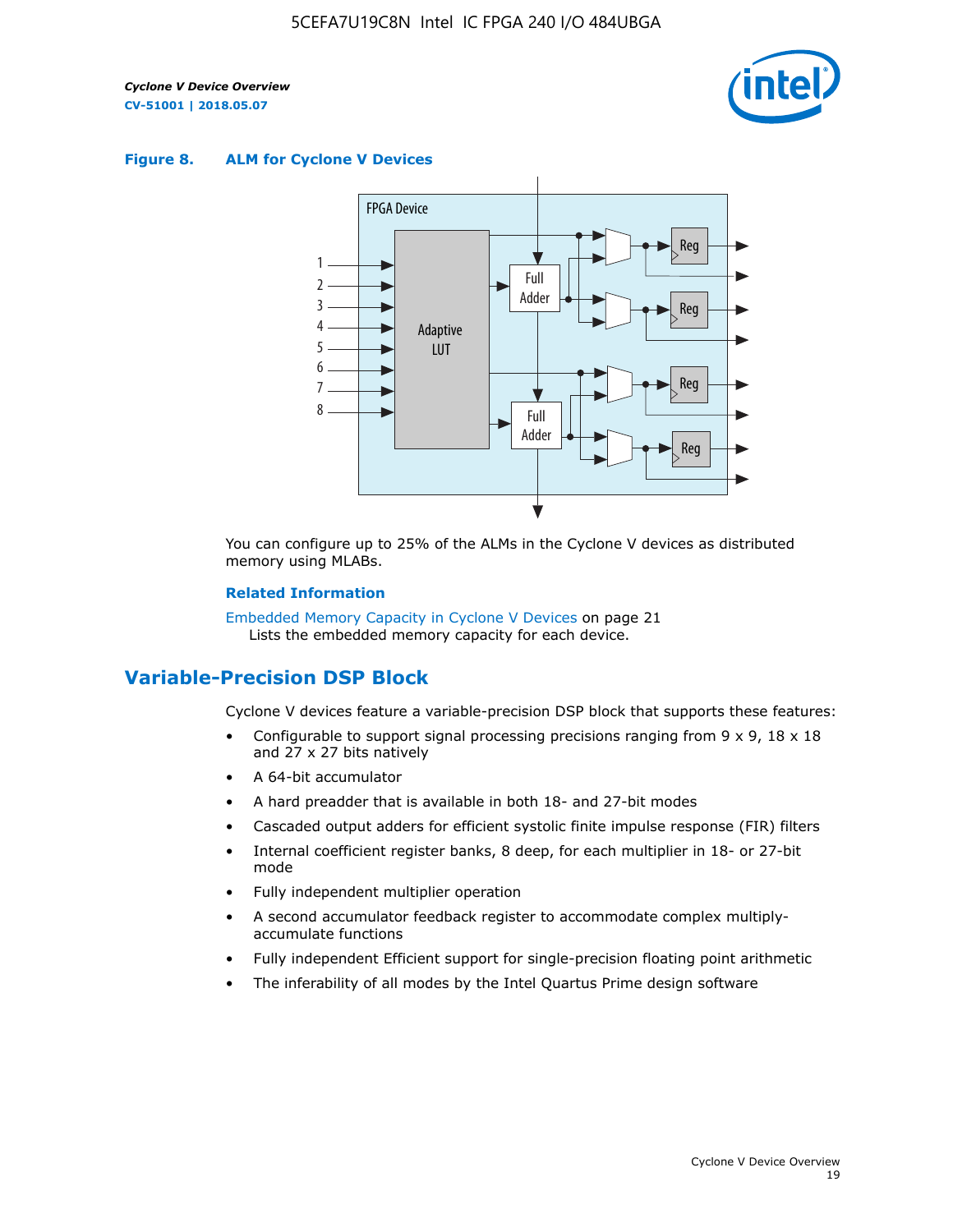**Figure 8. ALM for Cyclone V Devices**

You can configure up to 25% of the ALMs in the Cyclone V devices as distributed memory using MLABs.

**Related Information**

Embedded Memory Capacity in Cyclone V Devices on page 21
Lists the embedded memory capacity for each device.

## Variable-Precision DSP Block

Cyclone V devices feature a variable-precision DSP block that supports these features:

- Configurable to support signal processing precisions ranging from 9 x 9, 18 x 18 and 27 x 27 bits natively
- A 64-bit accumulator
- A hard preadder that is available in both 18- and 27-bit modes
- Cascaded output adders for efficient systolic finite impulse response (FIR) filters
- Internal coefficient register banks, 8 deep, for each multiplier in 18- or 27-bit mode
- Fully independent multiplier operation
- A second accumulator feedback register to accommodate complex multiply-accumulate functions
- Fully independent Efficient support for single-precision floating point arithmetic
- The inferability of all modes by the Intel Quartus Prime design software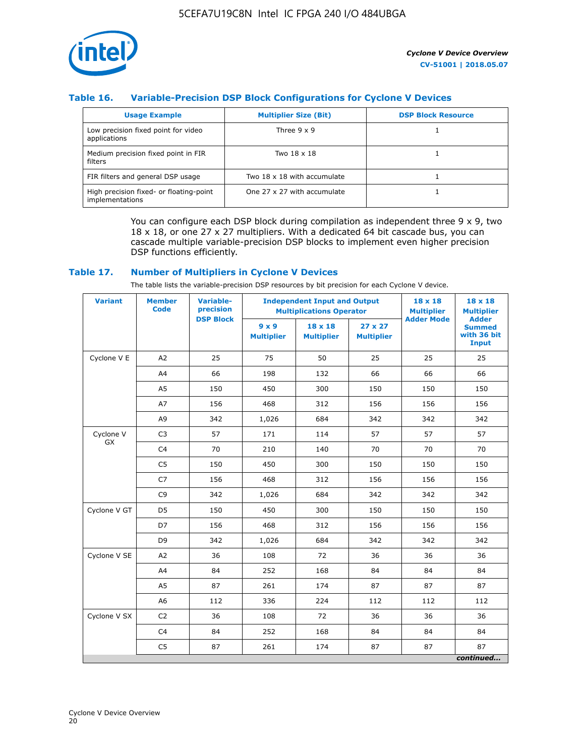### Table 16. Variable-Precision DSP Block Configurations for Cyclone V Devices

| Usage Example | Multiplier Size (Bit) | DSP Block Resource |
|---|---|---|
| Low precision fixed point for video applications | Three 9 x 9 | 1 |
| Medium precision fixed point in FIR filters | Two 18 x 18 | 1 |
| FIR filters and general DSP usage | Two 18 x 18 with accumulate | 1 |
| High precision fixed- or floating-point implementations | One 27 x 27 with accumulate | 1 |

You can configure each DSP block during compilation as independent three 9 x 9, two 18 x 18, or one 27 x 27 multipliers. With a dedicated 64 bit cascade bus, you can cascade multiple variable-precision DSP blocks to implement even higher precision DSP functions efficiently.

### Table 17. Number of Multipliers in Cyclone V Devices

The table lists the variable-precision DSP resources by bit precision for each Cyclone V device.

| Variant | Member Code | Variable-precision DSP Block | Independent Input and Output Multiplications Operator | | | 18 x 18 Multiplier Adder Mode | 18 x 18 Multiplier Adder Summed with 36 bit Input |
|---|---|---|---|---|---|---|---|
| | | | 9 x 9 Multiplier | 18 x 18 Multiplier | 27 x 27 Multiplier | | |
| Cyclone V E | A2 | 25 | 75 | 50 | 25 | 25 | 25 |
| | A4 | 66 | 198 | 132 | 66 | 66 | 66 |
| | A5 | 150 | 450 | 300 | 150 | 150 | 150 |
| | A7 | 156 | 468 | 312 | 156 | 156 | 156 |
| | A9 | 342 | 1,026 | 684 | 342 | 342 | 342 |
| Cyclone V GX | C3 | 57 | 171 | 114 | 57 | 57 | 57 |
| | C4 | 70 | 210 | 140 | 70 | 70 | 70 |
| | C5 | 150 | 450 | 300 | 150 | 150 | 150 |
| | C7 | 156 | 468 | 312 | 156 | 156 | 156 |
| | C9 | 342 | 1,026 | 684 | 342 | 342 | 342 |
| Cyclone V GT | D5 | 150 | 450 | 300 | 150 | 150 | 150 |
| | D7 | 156 | 468 | 312 | 156 | 156 | 156 |
| | D9 | 342 | 1,026 | 684 | 342 | 342 | 342 |
| Cyclone V SE | A2 | 36 | 108 | 72 | 36 | 36 | 36 |
| | A4 | 84 | 252 | 168 | 84 | 84 | 84 |
| | A5 | 87 | 261 | 174 | 87 | 87 | 87 |
| | A6 | 112 | 336 | 224 | 112 | 112 | 112 |
| Cyclone V SX | C2 | 36 | 108 | 72 | 36 | 36 | 36 |
| | C4 | 84 | 252 | 168 | 84 | 84 | 84 |
| | C5 | 87 | 261 | 174 | 87 | 87 | 87 |

*continued...*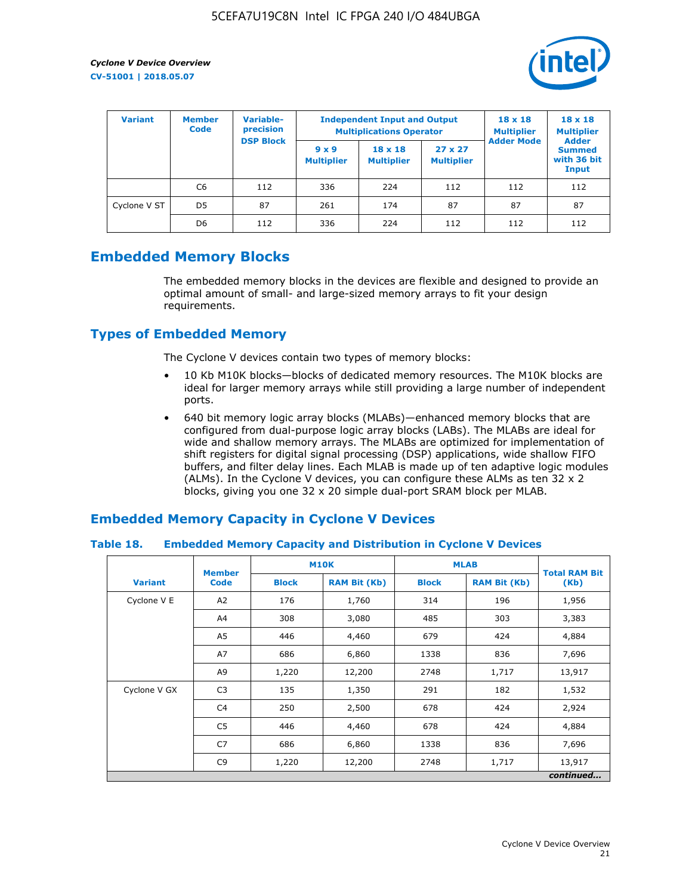| Variant | Member Code | Variable-precision DSP Block | Independent Input and Output Multiplications Operator | | | 18 x 18 Multiplier Adder Mode | 18 x 18 Multiplier Adder Summed with 36 bit Input |
|---|---|---|---|---|---|---|---|
| | | | 9 x 9 Multiplier | 18 x 18 Multiplier | 27 x 27 Multiplier | | |
| | C6 | 112 | 336 | 224 | 112 | 112 | 112 |
| Cyclone V ST | D5 | 87 | 261 | 174 | 87 | 87 | 87 |
| | D6 | 112 | 336 | 224 | 112 | 112 | 112 |

## Embedded Memory Blocks

The embedded memory blocks in the devices are flexible and designed to provide an optimal amount of small- and large-sized memory arrays to fit your design requirements.

## Types of Embedded Memory

The Cyclone V devices contain two types of memory blocks:

- 10 Kb M10K blocks—blocks of dedicated memory resources. The M10K blocks are ideal for larger memory arrays while still providing a large number of independent ports.
- 640 bit memory logic array blocks (MLABs)—enhanced memory blocks that are configured from dual-purpose logic array blocks (LABs). The MLABs are ideal for wide and shallow memory arrays. The MLABs are optimized for implementation of shift registers for digital signal processing (DSP) applications, wide shallow FIFO buffers, and filter delay lines. Each MLAB is made up of ten adaptive logic modules (ALMs). In the Cyclone V devices, you can configure these ALMs as ten 32 x 2 blocks, giving you one 32 x 20 simple dual-port SRAM block per MLAB.

## Embedded Memory Capacity in Cyclone V Devices

### Table 18. Embedded Memory Capacity and Distribution in Cyclone V Devices

| Variant | Member Code | M10K | | MLAB | | Total RAM Bit (Kb) |
|---|---|---|---|---|---|---|
| | | Block | RAM Bit (Kb) | Block | RAM Bit (Kb) | |
| Cyclone V E | A2 | 176 | 1,760 | 314 | 196 | 1,956 |
| | A4 | 308 | 3,080 | 485 | 303 | 3,383 |
| | A5 | 446 | 4,460 | 679 | 424 | 4,884 |
| | A7 | 686 | 6,860 | 1338 | 836 | 7,696 |
| | A9 | 1,220 | 12,200 | 2748 | 1,717 | 13,917 |
| Cyclone V GX | C3 | 135 | 1,350 | 291 | 182 | 1,532 |
| | C4 | 250 | 2,500 | 678 | 424 | 2,924 |
| | C5 | 446 | 4,460 | 678 | 424 | 4,884 |
| | C7 | 686 | 6,860 | 1338 | 836 | 7,696 |
| | C9 | 1,220 | 12,200 | 2748 | 1,717 | 13,917 |

*continued...*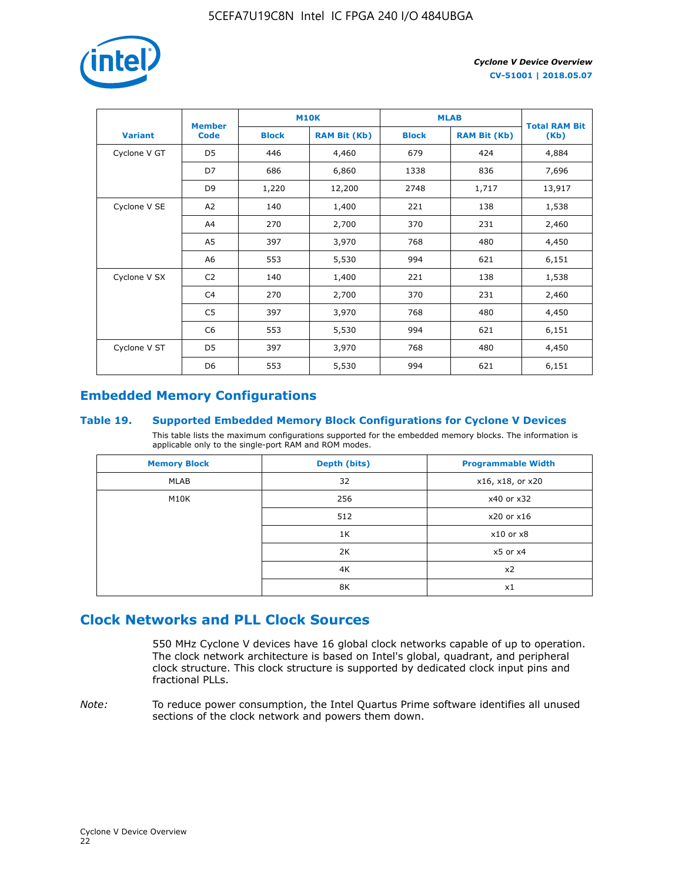| Variant | Member Code | M10K | | MLAB | | Total RAM Bit (Kb) |
|---|---|---|---|---|---|---|
| | | Block | RAM Bit (Kb) | Block | RAM Bit (Kb) | |
| Cyclone V GT | D5 | 446 | 4,460 | 679 | 424 | 4,884 |
| | D7 | 686 | 6,860 | 1338 | 836 | 7,696 |
| | D9 | 1,220 | 12,200 | 2748 | 1,717 | 13,917 |
| Cyclone V SE | A2 | 140 | 1,400 | 221 | 138 | 1,538 |
| | A4 | 270 | 2,700 | 370 | 231 | 2,460 |
| | A5 | 397 | 3,970 | 768 | 480 | 4,450 |
| | A6 | 553 | 5,530 | 994 | 621 | 6,151 |
| Cyclone V SX | C2 | 140 | 1,400 | 221 | 138 | 1,538 |
| | C4 | 270 | 2,700 | 370 | 231 | 2,460 |
| | C5 | 397 | 3,970 | 768 | 480 | 4,450 |
| | C6 | 553 | 5,530 | 994 | 621 | 6,151 |
| Cyclone V ST | D5 | 397 | 3,970 | 768 | 480 | 4,450 |
| | D6 | 553 | 5,530 | 994 | 621 | 6,151 |

## Embedded Memory Configurations

### Table 19. Supported Embedded Memory Block Configurations for Cyclone V Devices

This table lists the maximum configurations supported for the embedded memory blocks. The information is applicable only to the single-port RAM and ROM modes.

| Memory Block | Depth (bits) | Programmable Width |
|---|---|---|
| MLAB | 32 | x16, x18, or x20 |
| M10K | 256 | x40 or x32 |
| | 512 | x20 or x16 |
| | 1K | x10 or x8 |
| | 2K | x5 or x4 |
| | 4K | x2 |
| | 8K | x1 |

## Clock Networks and PLL Clock Sources

550 MHz Cyclone V devices have 16 global clock networks capable of up to operation. The clock network architecture is based on Intel's global, quadrant, and peripheral clock structure. This clock structure is supported by dedicated clock input pins and fractional PLLs.

*Note:* To reduce power consumption, the Intel Quartus Prime software identifies all unused sections of the clock network and powers them down.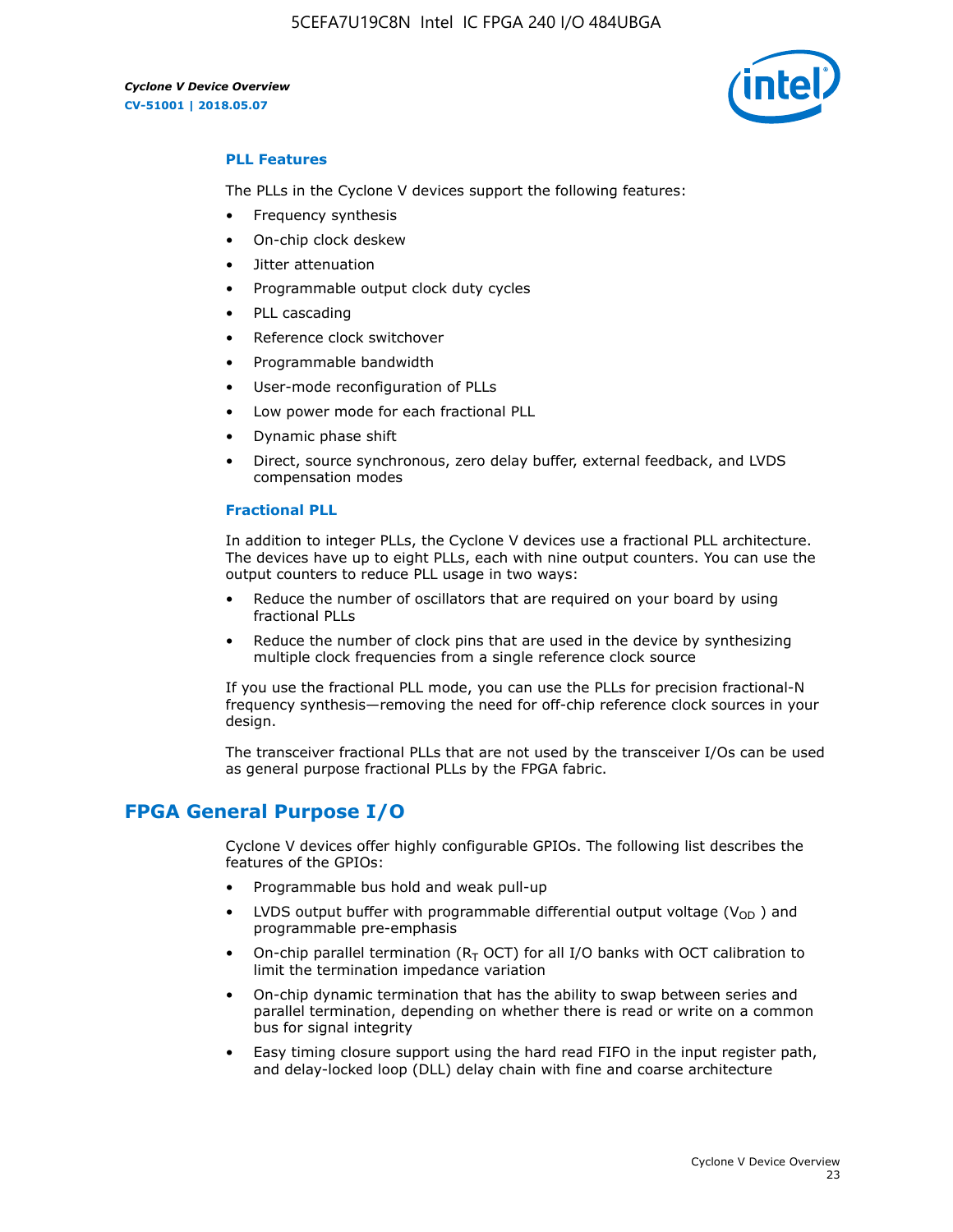### PLL Features

The PLLs in the Cyclone V devices support the following features:

- Frequency synthesis
- On-chip clock deskew
- Jitter attenuation
- Programmable output clock duty cycles
- PLL cascading
- Reference clock switchover
- Programmable bandwidth
- User-mode reconfiguration of PLLs
- Low power mode for each fractional PLL
- Dynamic phase shift
- Direct, source synchronous, zero delay buffer, external feedback, and LVDS compensation modes

### Fractional PLL

In addition to integer PLLs, the Cyclone V devices use a fractional PLL architecture. The devices have up to eight PLLs, each with nine output counters. You can use the output counters to reduce PLL usage in two ways:

- Reduce the number of oscillators that are required on your board by using fractional PLLs
- Reduce the number of clock pins that are used in the device by synthesizing multiple clock frequencies from a single reference clock source

If you use the fractional PLL mode, you can use the PLLs for precision fractional-N frequency synthesis—removing the need for off-chip reference clock sources in your design.

The transceiver fractional PLLs that are not used by the transceiver I/Os can be used as general purpose fractional PLLs by the FPGA fabric.

## FPGA General Purpose I/O

Cyclone V devices offer highly configurable GPIOs. The following list describes the features of the GPIOs:

- Programmable bus hold and weak pull-up
- LVDS output buffer with programmable differential output voltage ($V_{OD}$ ) and programmable pre-emphasis
- On-chip parallel termination ($R_T$ OCT) for all I/O banks with OCT calibration to limit the termination impedance variation
- On-chip dynamic termination that has the ability to swap between series and parallel termination, depending on whether there is read or write on a common bus for signal integrity
- Easy timing closure support using the hard read FIFO in the input register path, and delay-locked loop (DLL) delay chain with fine and coarse architecture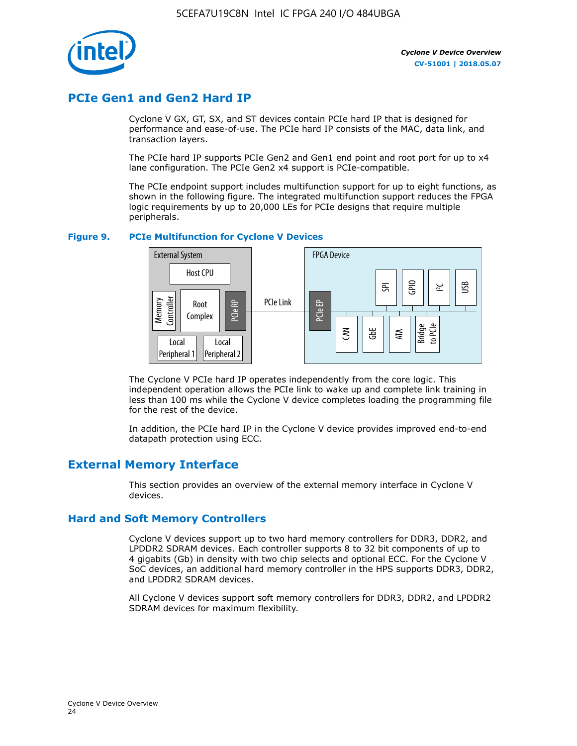## PCIe Gen1 and Gen2 Hard IP

Cyclone V GX, GT, SX, and ST devices contain PCIe hard IP that is designed for performance and ease-of-use. The PCIe hard IP consists of the MAC, data link, and transaction layers.

The PCIe hard IP supports PCIe Gen2 and Gen1 end point and root port for up to x4 lane configuration. The PCIe Gen2 x4 support is PCIe-compatible.

The PCIe endpoint support includes multifunction support for up to eight functions, as shown in the following figure. The integrated multifunction support reduces the FPGA logic requirements by up to 20,000 LEs for PCIe designs that require multiple peripherals.

**Figure 9. PCIe Multifunction for Cyclone V Devices**

External System: Host CPU, Memory Controller, Root Complex, PCIe RP, Local Peripheral 1, Local Peripheral 2 — PCIe Link — FPGA Device: PCIe EP, SPI, GPIO, I²C, USB, CAN, GbE, ATA, Bridge to PCIe

The Cyclone V PCIe hard IP operates independently from the core logic. This independent operation allows the PCIe link to wake up and complete link training in less than 100 ms while the Cyclone V device completes loading the programming file for the rest of the device.

In addition, the PCIe hard IP in the Cyclone V device provides improved end-to-end datapath protection using ECC.

## External Memory Interface

This section provides an overview of the external memory interface in Cyclone V devices.

### Hard and Soft Memory Controllers

Cyclone V devices support up to two hard memory controllers for DDR3, DDR2, and LPDDR2 SDRAM devices. Each controller supports 8 to 32 bit components of up to 4 gigabits (Gb) in density with two chip selects and optional ECC. For the Cyclone V SoC devices, an additional hard memory controller in the HPS supports DDR3, DDR2, and LPDDR2 SDRAM devices.

All Cyclone V devices support soft memory controllers for DDR3, DDR2, and LPDDR2 SDRAM devices for maximum flexibility.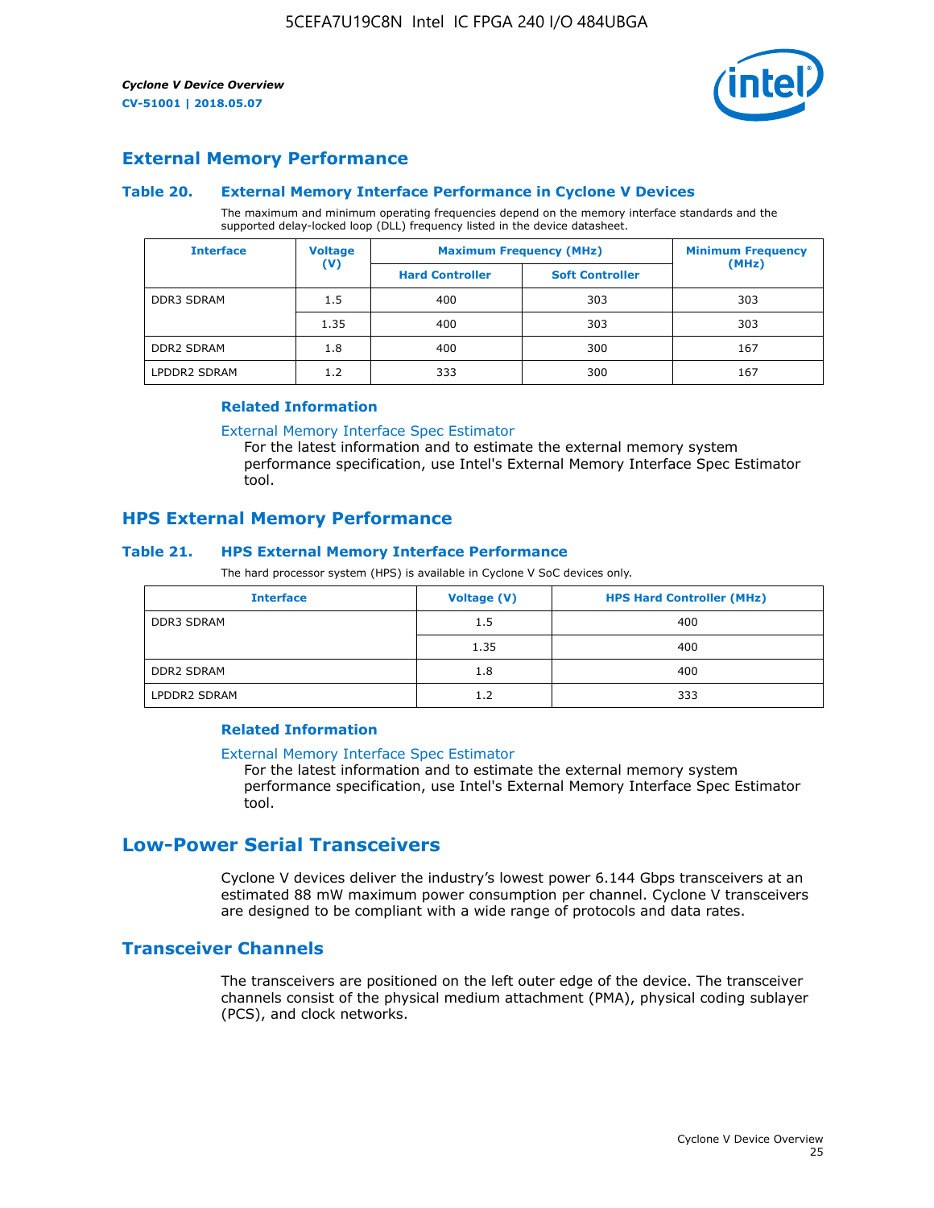## External Memory Performance

### Table 20. External Memory Interface Performance in Cyclone V Devices

The maximum and minimum operating frequencies depend on the memory interface standards and the supported delay-locked loop (DLL) frequency listed in the device datasheet.

| Interface | Voltage (V) | Maximum Frequency (MHz) | | Minimum Frequency (MHz) |
|---|---|---|---|---|
| | | Hard Controller | Soft Controller | |
| DDR3 SDRAM | 1.5 | 400 | 303 | 303 |
| | 1.35 | 400 | 303 | 303 |
| DDR2 SDRAM | 1.8 | 400 | 300 | 167 |
| LPDDR2 SDRAM | 1.2 | 333 | 300 | 167 |

#### Related Information

External Memory Interface Spec Estimator
For the latest information and to estimate the external memory system performance specification, use Intel's External Memory Interface Spec Estimator tool.

## HPS External Memory Performance

### Table 21. HPS External Memory Interface Performance

The hard processor system (HPS) is available in Cyclone V SoC devices only.

| Interface | Voltage (V) | HPS Hard Controller (MHz) |
|---|---|---|
| DDR3 SDRAM | 1.5 | 400 |
| | 1.35 | 400 |
| DDR2 SDRAM | 1.8 | 400 |
| LPDDR2 SDRAM | 1.2 | 333 |

#### Related Information

External Memory Interface Spec Estimator
For the latest information and to estimate the external memory system performance specification, use Intel's External Memory Interface Spec Estimator tool.

# Low-Power Serial Transceivers

Cyclone V devices deliver the industry's lowest power 6.144 Gbps transceivers at an estimated 88 mW maximum power consumption per channel. Cyclone V transceivers are designed to be compliant with a wide range of protocols and data rates.

## Transceiver Channels

The transceivers are positioned on the left outer edge of the device. The transceiver channels consist of the physical medium attachment (PMA), physical coding sublayer (PCS), and clock networks.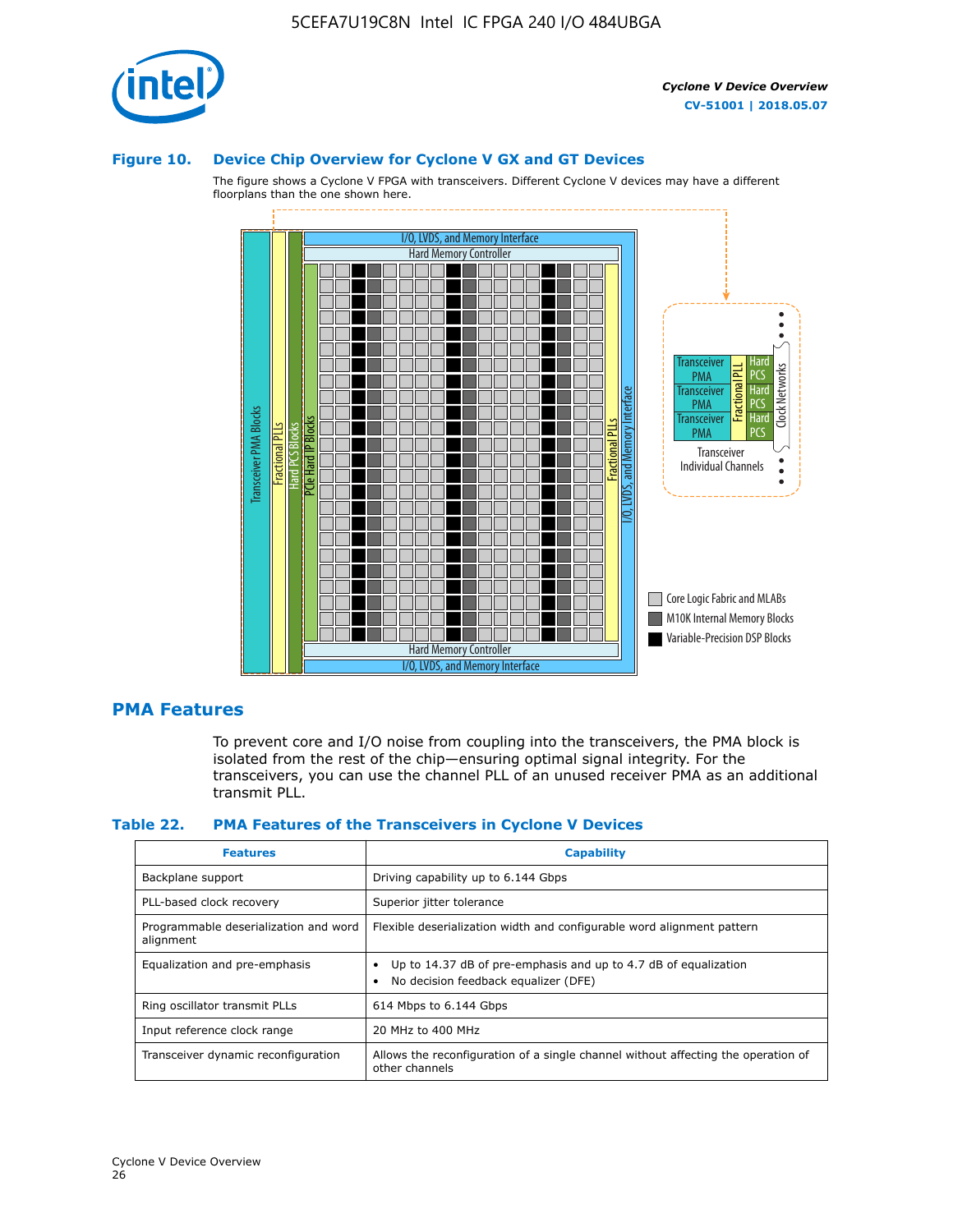**Figure 10. Device Chip Overview for Cyclone V GX and GT Devices**

The figure shows a Cyclone V FPGA with transceivers. Different Cyclone V devices may have a different floorplans than the one shown here.

## PMA Features

To prevent core and I/O noise from coupling into the transceivers, the PMA block is isolated from the rest of the chip—ensuring optimal signal integrity. For the transceivers, you can use the channel PLL of an unused receiver PMA as an additional transmit PLL.

**Table 22. PMA Features of the Transceivers in Cyclone V Devices**

| Features | Capability |
| --- | --- |
| Backplane support | Driving capability up to 6.144 Gbps |
| PLL-based clock recovery | Superior jitter tolerance |
| Programmable deserialization and word alignment | Flexible deserialization width and configurable word alignment pattern |
| Equalization and pre-emphasis | • Up to 14.37 dB of pre-emphasis and up to 4.7 dB of equalization<br>• No decision feedback equalizer (DFE) |
| Ring oscillator transmit PLLs | 614 Mbps to 6.144 Gbps |
| Input reference clock range | 20 MHz to 400 MHz |
| Transceiver dynamic reconfiguration | Allows the reconfiguration of a single channel without affecting the operation of other channels |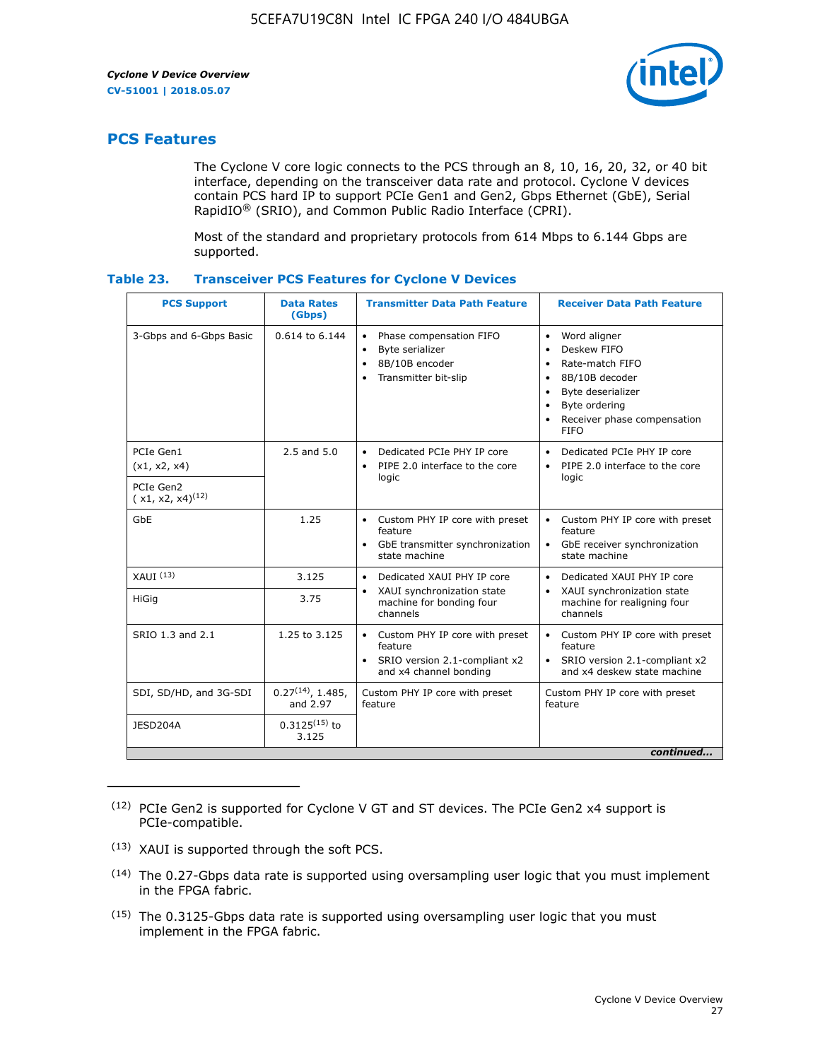## PCS Features

The Cyclone V core logic connects to the PCS through an 8, 10, 16, 20, 32, or 40 bit interface, depending on the transceiver data rate and protocol. Cyclone V devices contain PCS hard IP to support PCIe Gen1 and Gen2, Gbps Ethernet (GbE), Serial RapidIO® (SRIO), and Common Public Radio Interface (CPRI).

Most of the standard and proprietary protocols from 614 Mbps to 6.144 Gbps are supported.

### Table 23. Transceiver PCS Features for Cyclone V Devices

| PCS Support | Data Rates (Gbps) | Transmitter Data Path Feature | Receiver Data Path Feature |
|---|---|---|---|
| 3-Gbps and 6-Gbps Basic | 0.614 to 6.144 | • Phase compensation FIFO<br>• Byte serializer<br>• 8B/10B encoder<br>• Transmitter bit-slip | • Word aligner<br>• Deskew FIFO<br>• Rate-match FIFO<br>• 8B/10B decoder<br>• Byte deserializer<br>• Byte ordering<br>• Receiver phase compensation FIFO |
| PCIe Gen1 (x1, x2, x4) | 2.5 and 5.0 | • Dedicated PCIe PHY IP core<br>• PIPE 2.0 interface to the core logic | • Dedicated PCIe PHY IP core<br>• PIPE 2.0 interface to the core logic |
| PCIe Gen2 ( x1, x2, x4)[12] | | | |
| GbE | 1.25 | • Custom PHY IP core with preset feature<br>• GbE transmitter synchronization state machine | • Custom PHY IP core with preset feature<br>• GbE receiver synchronization state machine |
| XAUI [13] | 3.125 | • Dedicated XAUI PHY IP core<br>• XAUI synchronization state machine for bonding four channels | • Dedicated XAUI PHY IP core<br>• XAUI synchronization state machine for realigning four channels |
| HiGig | 3.75 | | |
| SRIO 1.3 and 2.1 | 1.25 to 3.125 | • Custom PHY IP core with preset feature<br>• SRIO version 2.1-compliant x2 and x4 channel bonding | • Custom PHY IP core with preset feature<br>• SRIO version 2.1-compliant x2 and x4 deskew state machine |
| SDI, SD/HD, and 3G-SDI | 0.27[14], 1.485, and 2.97 | Custom PHY IP core with preset feature | Custom PHY IP core with preset feature |
| JESD204A | 0.3125[15] to 3.125 | | |

*continued...*

(12) PCIe Gen2 is supported for Cyclone V GT and ST devices. The PCIe Gen2 x4 support is PCIe-compatible.

(13) XAUI is supported through the soft PCS.

(14) The 0.27-Gbps data rate is supported using oversampling user logic that you must implement in the FPGA fabric.

(15) The 0.3125-Gbps data rate is supported using oversampling user logic that you must implement in the FPGA fabric.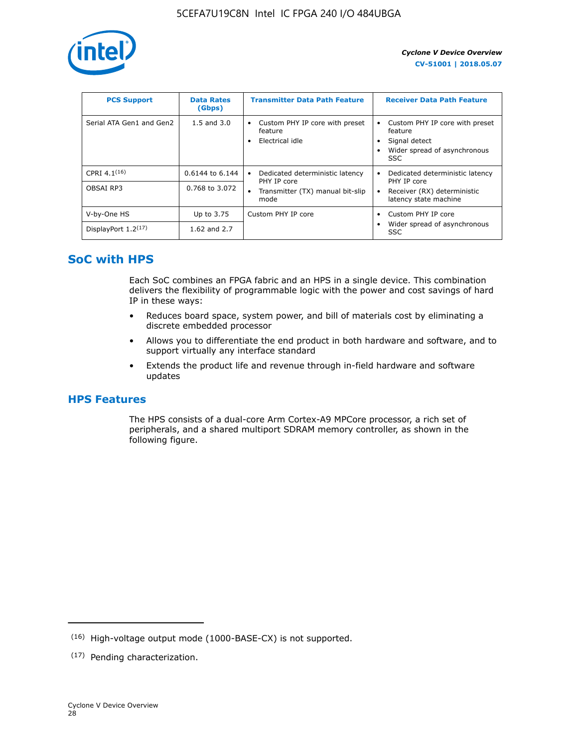| PCS Support | Data Rates (Gbps) | Transmitter Data Path Feature | Receiver Data Path Feature |
| --- | --- | --- | --- |
| Serial ATA Gen1 and Gen2 | 1.5 and 3.0 | • Custom PHY IP core with preset feature<br>• Electrical idle | • Custom PHY IP core with preset feature<br>• Signal detect<br>• Wider spread of asynchronous SSC |
| CPRI 4.1(16) | 0.6144 to 6.144 | • Dedicated deterministic latency PHY IP core<br>• Transmitter (TX) manual bit-slip mode | • Dedicated deterministic latency PHY IP core<br>• Receiver (RX) deterministic latency state machine |
| OBSAI RP3 | 0.768 to 3.072 | | |
| V-by-One HS | Up to 3.75 | Custom PHY IP core | • Custom PHY IP core<br>• Wider spread of asynchronous SSC |
| DisplayPort 1.2(17) | 1.62 and 2.7 | | |

## SoC with HPS

Each SoC combines an FPGA fabric and an HPS in a single device. This combination delivers the flexibility of programmable logic with the power and cost savings of hard IP in these ways:

- Reduces board space, system power, and bill of materials cost by eliminating a discrete embedded processor
- Allows you to differentiate the end product in both hardware and software, and to support virtually any interface standard
- Extends the product life and revenue through in-field hardware and software updates

## HPS Features

The HPS consists of a dual-core Arm Cortex-A9 MPCore processor, a rich set of peripherals, and a shared multiport SDRAM memory controller, as shown in the following figure.

(16) High-voltage output mode (1000-BASE-CX) is not supported.

(17) Pending characterization.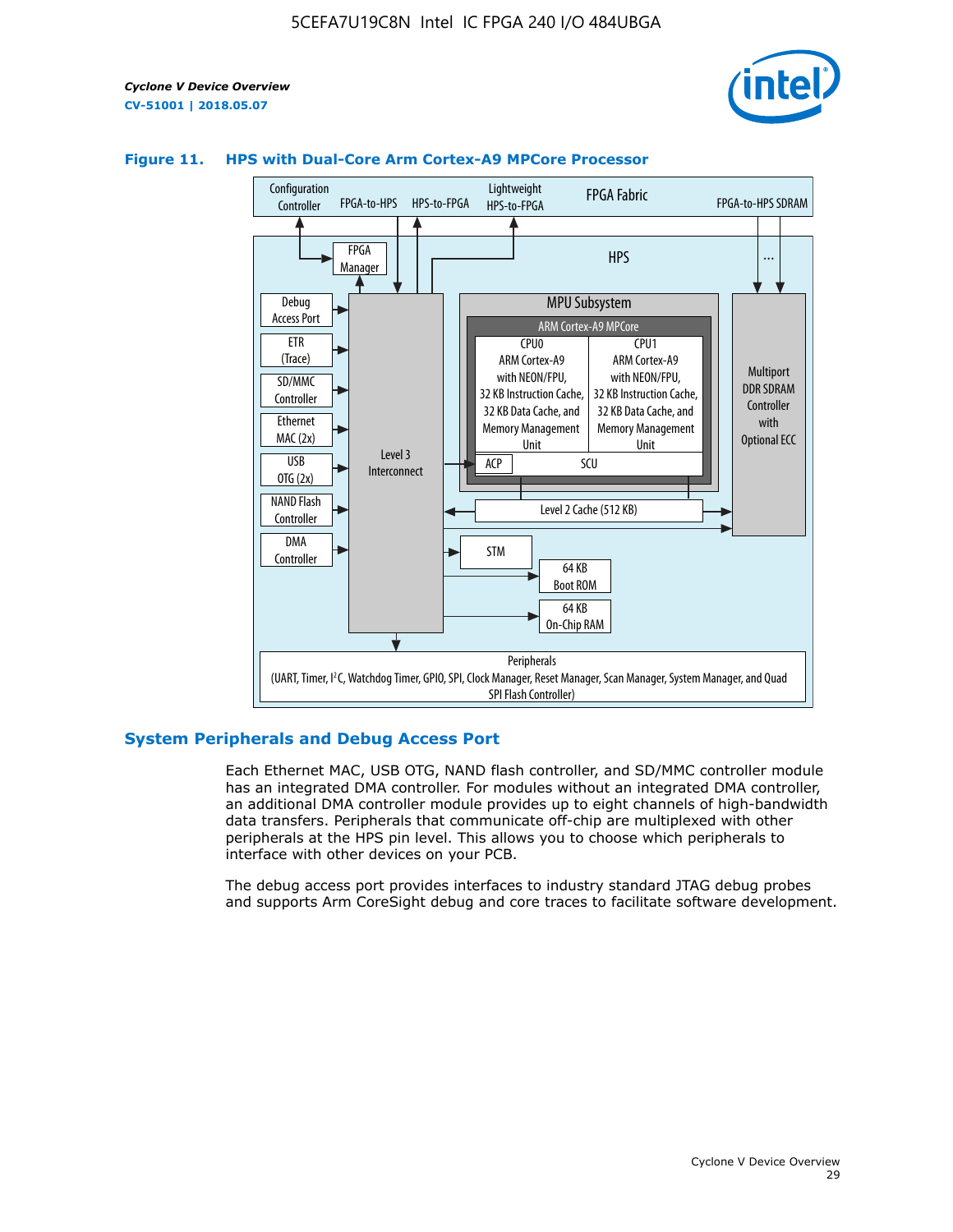**Figure 11. HPS with Dual-Core Arm Cortex-A9 MPCore Processor**

## System Peripherals and Debug Access Port

Each Ethernet MAC, USB OTG, NAND flash controller, and SD/MMC controller module has an integrated DMA controller. For modules without an integrated DMA controller, an additional DMA controller module provides up to eight channels of high-bandwidth data transfers. Peripherals that communicate off-chip are multiplexed with other peripherals at the HPS pin level. This allows you to choose which peripherals to interface with other devices on your PCB.

The debug access port provides interfaces to industry standard JTAG debug probes and supports Arm CoreSight debug and core traces to facilitate software development.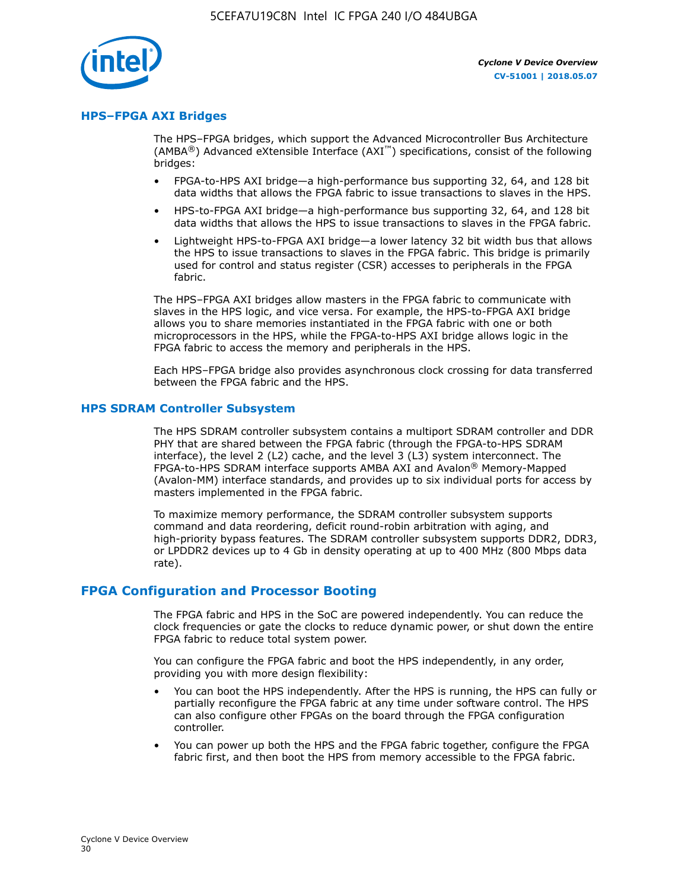## HPS–FPGA AXI Bridges

The HPS–FPGA bridges, which support the Advanced Microcontroller Bus Architecture (AMBA®) Advanced eXtensible Interface (AXI™) specifications, consist of the following bridges:

- FPGA-to-HPS AXI bridge—a high-performance bus supporting 32, 64, and 128 bit data widths that allows the FPGA fabric to issue transactions to slaves in the HPS.
- HPS-to-FPGA AXI bridge—a high-performance bus supporting 32, 64, and 128 bit data widths that allows the HPS to issue transactions to slaves in the FPGA fabric.
- Lightweight HPS-to-FPGA AXI bridge—a lower latency 32 bit width bus that allows the HPS to issue transactions to slaves in the FPGA fabric. This bridge is primarily used for control and status register (CSR) accesses to peripherals in the FPGA fabric.

The HPS–FPGA AXI bridges allow masters in the FPGA fabric to communicate with slaves in the HPS logic, and vice versa. For example, the HPS-to-FPGA AXI bridge allows you to share memories instantiated in the FPGA fabric with one or both microprocessors in the HPS, while the FPGA-to-HPS AXI bridge allows logic in the FPGA fabric to access the memory and peripherals in the HPS.

Each HPS–FPGA bridge also provides asynchronous clock crossing for data transferred between the FPGA fabric and the HPS.

## HPS SDRAM Controller Subsystem

The HPS SDRAM controller subsystem contains a multiport SDRAM controller and DDR PHY that are shared between the FPGA fabric (through the FPGA-to-HPS SDRAM interface), the level 2 (L2) cache, and the level 3 (L3) system interconnect. The FPGA-to-HPS SDRAM interface supports AMBA AXI and Avalon® Memory-Mapped (Avalon-MM) interface standards, and provides up to six individual ports for access by masters implemented in the FPGA fabric.

To maximize memory performance, the SDRAM controller subsystem supports command and data reordering, deficit round-robin arbitration with aging, and high-priority bypass features. The SDRAM controller subsystem supports DDR2, DDR3, or LPDDR2 devices up to 4 Gb in density operating at up to 400 MHz (800 Mbps data rate).

# FPGA Configuration and Processor Booting

The FPGA fabric and HPS in the SoC are powered independently. You can reduce the clock frequencies or gate the clocks to reduce dynamic power, or shut down the entire FPGA fabric to reduce total system power.

You can configure the FPGA fabric and boot the HPS independently, in any order, providing you with more design flexibility:

- You can boot the HPS independently. After the HPS is running, the HPS can fully or partially reconfigure the FPGA fabric at any time under software control. The HPS can also configure other FPGAs on the board through the FPGA configuration controller.
- You can power up both the HPS and the FPGA fabric together, configure the FPGA fabric first, and then boot the HPS from memory accessible to the FPGA fabric.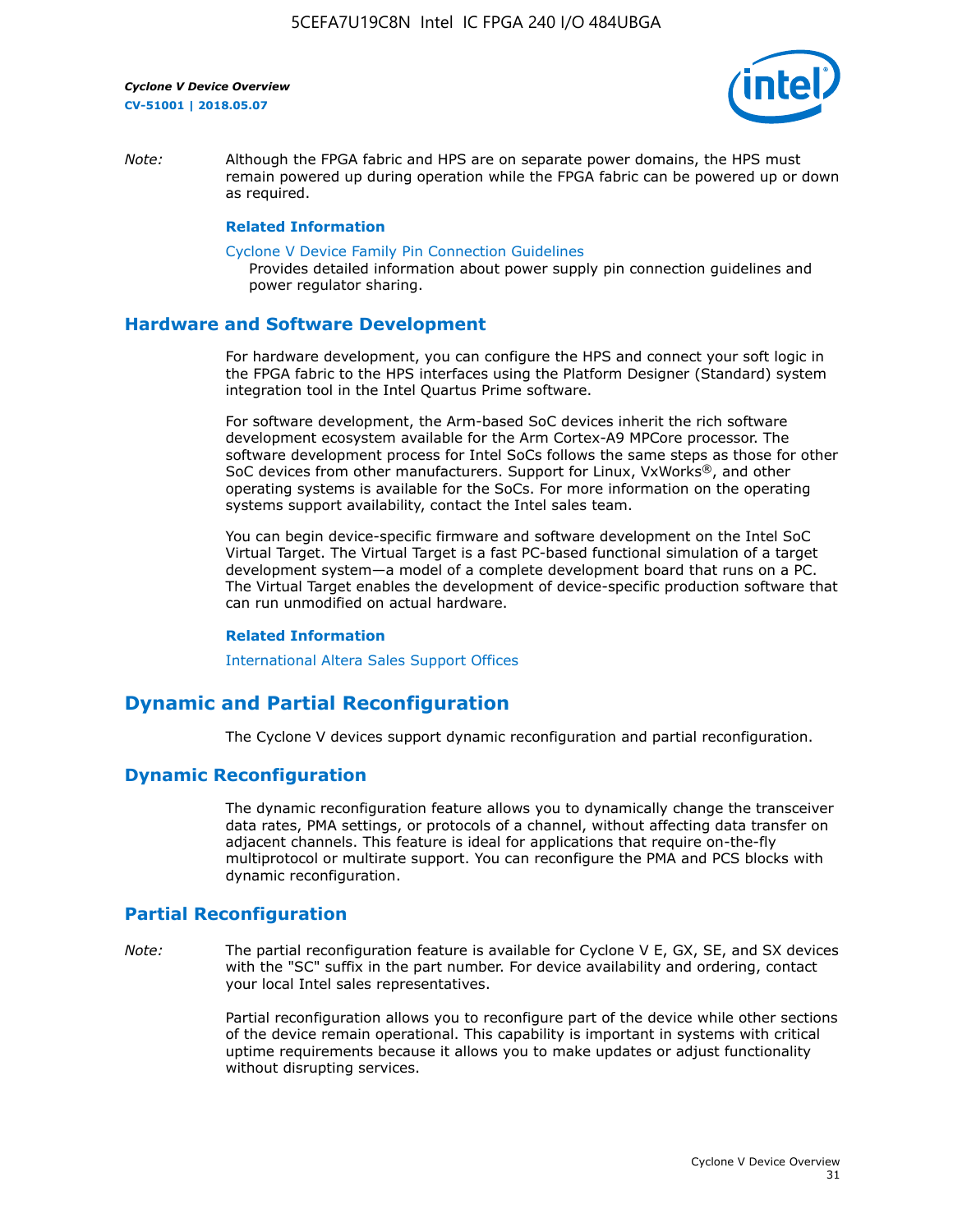*Note:* Although the FPGA fabric and HPS are on separate power domains, the HPS must remain powered up during operation while the FPGA fabric can be powered up or down as required.

**Related Information**

Cyclone V Device Family Pin Connection Guidelines
Provides detailed information about power supply pin connection guidelines and power regulator sharing.

## Hardware and Software Development

For hardware development, you can configure the HPS and connect your soft logic in the FPGA fabric to the HPS interfaces using the Platform Designer (Standard) system integration tool in the Intel Quartus Prime software.

For software development, the Arm-based SoC devices inherit the rich software development ecosystem available for the Arm Cortex-A9 MPCore processor. The software development process for Intel SoCs follows the same steps as those for other SoC devices from other manufacturers. Support for Linux, VxWorks®, and other operating systems is available for the SoCs. For more information on the operating systems support availability, contact the Intel sales team.

You can begin device-specific firmware and software development on the Intel SoC Virtual Target. The Virtual Target is a fast PC-based functional simulation of a target development system—a model of a complete development board that runs on a PC. The Virtual Target enables the development of device-specific production software that can run unmodified on actual hardware.

**Related Information**

International Altera Sales Support Offices

# Dynamic and Partial Reconfiguration

The Cyclone V devices support dynamic reconfiguration and partial reconfiguration.

## Dynamic Reconfiguration

The dynamic reconfiguration feature allows you to dynamically change the transceiver data rates, PMA settings, or protocols of a channel, without affecting data transfer on adjacent channels. This feature is ideal for applications that require on-the-fly multiprotocol or multirate support. You can reconfigure the PMA and PCS blocks with dynamic reconfiguration.

## Partial Reconfiguration

*Note:* The partial reconfiguration feature is available for Cyclone V E, GX, SE, and SX devices with the "SC" suffix in the part number. For device availability and ordering, contact your local Intel sales representatives.

Partial reconfiguration allows you to reconfigure part of the device while other sections of the device remain operational. This capability is important in systems with critical uptime requirements because it allows you to make updates or adjust functionality without disrupting services.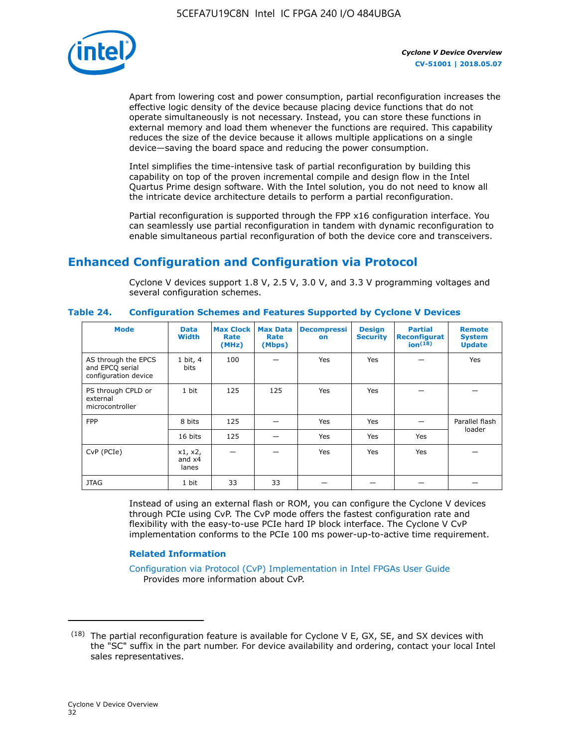Apart from lowering cost and power consumption, partial reconfiguration increases the effective logic density of the device because placing device functions that do not operate simultaneously is not necessary. Instead, you can store these functions in external memory and load them whenever the functions are required. This capability reduces the size of the device because it allows multiple applications on a single device—saving the board space and reducing the power consumption.

Intel simplifies the time-intensive task of partial reconfiguration by building this capability on top of the proven incremental compile and design flow in the Intel Quartus Prime design software. With the Intel solution, you do not need to know all the intricate device architecture details to perform a partial reconfiguration.

Partial reconfiguration is supported through the FPP x16 configuration interface. You can seamlessly use partial reconfiguration in tandem with dynamic reconfiguration to enable simultaneous partial reconfiguration of both the device core and transceivers.

## Enhanced Configuration and Configuration via Protocol

Cyclone V devices support 1.8 V, 2.5 V, 3.0 V, and 3.3 V programming voltages and several configuration schemes.

### Table 24. Configuration Schemes and Features Supported by Cyclone V Devices

| Mode | Data Width | Max Clock Rate (MHz) | Max Data Rate (Mbps) | Decompression | Design Security | Partial Reconfiguration[18] | Remote System Update |
|---|---|---|---|---|---|---|---|
| AS through the EPCS and EPCQ serial configuration device | 1 bit, 4 bits | 100 | — | Yes | Yes | — | Yes |
| PS through CPLD or external microcontroller | 1 bit | 125 | 125 | Yes | Yes | — | — |
| FPP | 8 bits | 125 | — | Yes | Yes | — | Parallel flash loader |
| | 16 bits | 125 | — | Yes | Yes | Yes | |
| CvP (PCIe) | x1, x2, and x4 lanes | — | — | Yes | Yes | Yes | — |
| JTAG | 1 bit | 33 | 33 | — | — | — | — |

Instead of using an external flash or ROM, you can configure the Cyclone V devices through PCIe using CvP. The CvP mode offers the fastest configuration rate and flexibility with the easy-to-use PCIe hard IP block interface. The Cyclone V CvP implementation conforms to the PCIe 100 ms power-up-to-active time requirement.

#### Related Information

Configuration via Protocol (CvP) Implementation in Intel FPGAs User Guide
Provides more information about CvP.

---

(18) The partial reconfiguration feature is available for Cyclone V E, GX, SE, and SX devices with the "SC" suffix in the part number. For device availability and ordering, contact your local Intel sales representatives.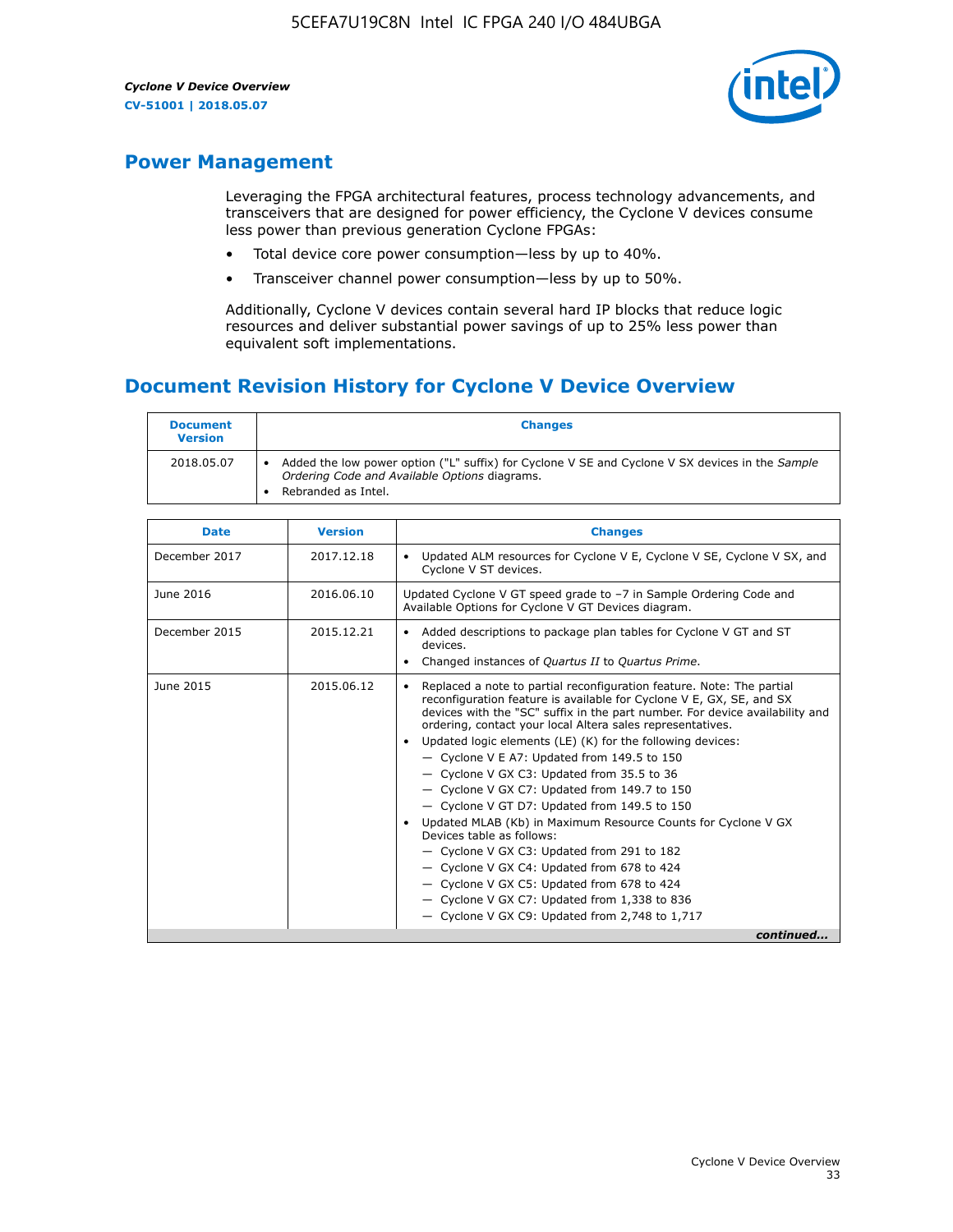## Power Management

Leveraging the FPGA architectural features, process technology advancements, and transceivers that are designed for power efficiency, the Cyclone V devices consume less power than previous generation Cyclone FPGAs:

- Total device core power consumption—less by up to 40%.
- Transceiver channel power consumption—less by up to 50%.

Additionally, Cyclone V devices contain several hard IP blocks that reduce logic resources and deliver substantial power savings of up to 25% less power than equivalent soft implementations.

## Document Revision History for Cyclone V Device Overview

| Document Version | Changes |
| --- | --- |
| 2018.05.07 | • Added the low power option ("L" suffix) for Cyclone V SE and Cyclone V SX devices in the *Sample Ordering Code and Available Options* diagrams.<br>• Rebranded as Intel. |

| Date | Version | Changes |
| --- | --- | --- |
| December 2017 | 2017.12.18 | • Updated ALM resources for Cyclone V E, Cyclone V SE, Cyclone V SX, and Cyclone V ST devices. |
| June 2016 | 2016.06.10 | Updated Cyclone V GT speed grade to –7 in Sample Ordering Code and Available Options for Cyclone V GT Devices diagram. |
| December 2015 | 2015.12.21 | • Added descriptions to package plan tables for Cyclone V GT and ST devices.<br>• Changed instances of *Quartus II* to *Quartus Prime*. |
| June 2015 | 2015.06.12 | • Replaced a note to partial reconfiguration feature. Note: The partial reconfiguration feature is available for Cyclone V E, GX, SE, and SX devices with the "SC" suffix in the part number. For device availability and ordering, contact your local Altera sales representatives.<br>• Updated logic elements (LE) (K) for the following devices:<br>— Cyclone V E A7: Updated from 149.5 to 150<br>— Cyclone V GX C3: Updated from 35.5 to 36<br>— Cyclone V GX C7: Updated from 149.7 to 150<br>— Cyclone V GT D7: Updated from 149.5 to 150<br>• Updated MLAB (Kb) in Maximum Resource Counts for Cyclone V GX Devices table as follows:<br>— Cyclone V GX C3: Updated from 291 to 182<br>— Cyclone V GX C4: Updated from 678 to 424<br>— Cyclone V GX C5: Updated from 678 to 424<br>— Cyclone V GX C7: Updated from 1,338 to 836<br>— Cyclone V GX C9: Updated from 2,748 to 1,717 |

*continued...*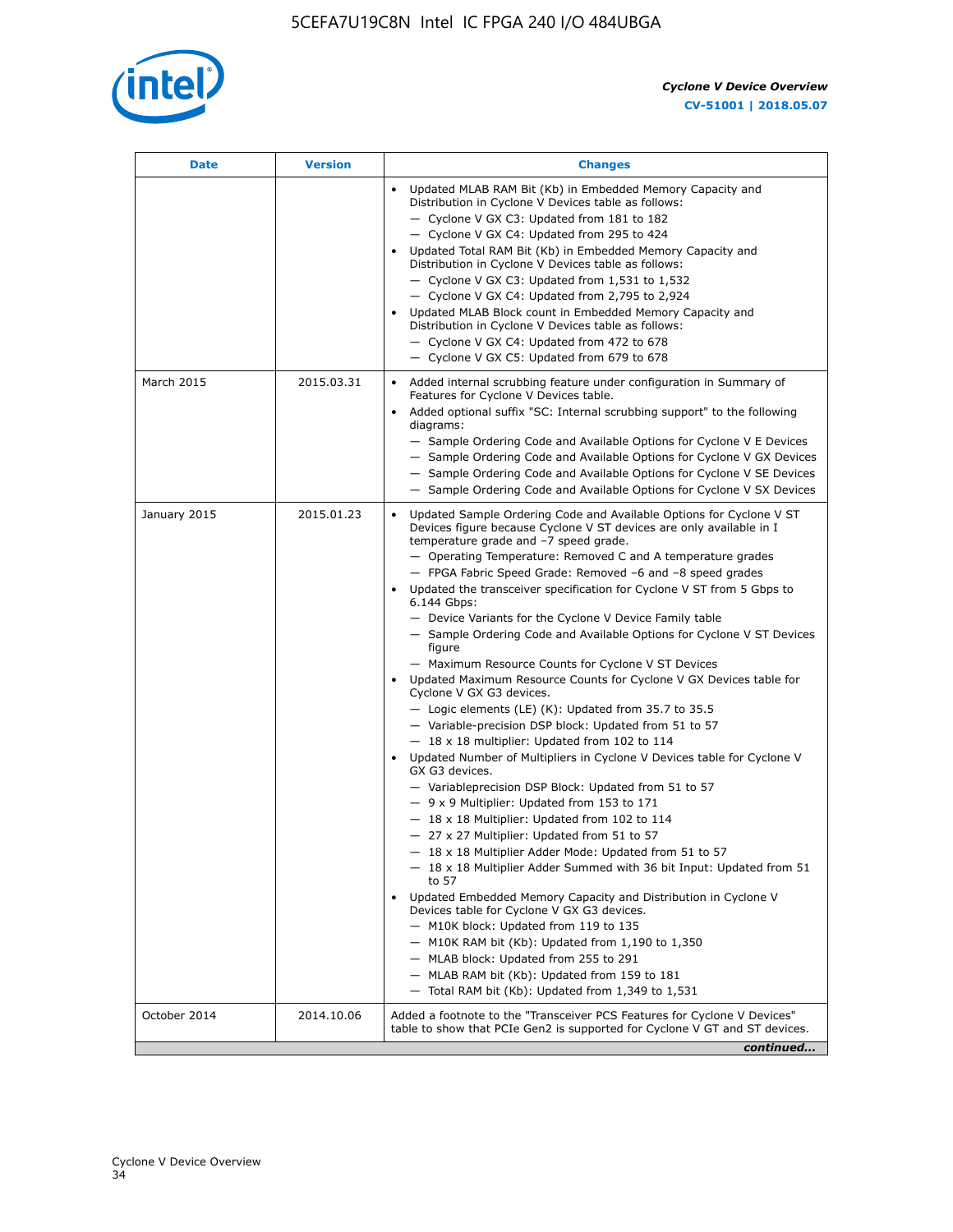| Date | Version | Changes |
|---|---|---|
| | | • Updated MLAB RAM Bit (Kb) in Embedded Memory Capacity and Distribution in Cyclone V Devices table as follows:<br>— Cyclone V GX C3: Updated from 181 to 182<br>— Cyclone V GX C4: Updated from 295 to 424<br>• Updated Total RAM Bit (Kb) in Embedded Memory Capacity and Distribution in Cyclone V Devices table as follows:<br>— Cyclone V GX C3: Updated from 1,531 to 1,532<br>— Cyclone V GX C4: Updated from 2,795 to 2,924<br>• Updated MLAB Block count in Embedded Memory Capacity and Distribution in Cyclone V Devices table as follows:<br>— Cyclone V GX C4: Updated from 472 to 678<br>— Cyclone V GX C5: Updated from 679 to 678 |
| March 2015 | 2015.03.31 | • Added internal scrubbing feature under configuration in Summary of Features for Cyclone V Devices table.<br>• Added optional suffix "SC: Internal scrubbing support" to the following diagrams:<br>— Sample Ordering Code and Available Options for Cyclone V E Devices<br>— Sample Ordering Code and Available Options for Cyclone V GX Devices<br>— Sample Ordering Code and Available Options for Cyclone V SE Devices<br>— Sample Ordering Code and Available Options for Cyclone V SX Devices |
| January 2015 | 2015.01.23 | • Updated Sample Ordering Code and Available Options for Cyclone V ST Devices figure because Cyclone V ST devices are only available in I temperature grade and −7 speed grade.<br>— Operating Temperature: Removed C and A temperature grades<br>— FPGA Fabric Speed Grade: Removed −6 and −8 speed grades<br>• Updated the transceiver specification for Cyclone V ST from 5 Gbps to 6.144 Gbps:<br>— Device Variants for the Cyclone V Device Family table<br>— Sample Ordering Code and Available Options for Cyclone V ST Devices figure<br>— Maximum Resource Counts for Cyclone V ST Devices<br>• Updated Maximum Resource Counts for Cyclone V GX Devices table for Cyclone V GX G3 devices.<br>— Logic elements (LE) (K): Updated from 35.7 to 35.5<br>— Variable-precision DSP block: Updated from 51 to 57<br>— 18 x 18 multiplier: Updated from 102 to 114<br>• Updated Number of Multipliers in Cyclone V Devices table for Cyclone V GX G3 devices.<br>— Variableprecision DSP Block: Updated from 51 to 57<br>— 9 x 9 Multiplier: Updated from 153 to 171<br>— 18 x 18 Multiplier: Updated from 102 to 114<br>— 27 x 27 Multiplier: Updated from 51 to 57<br>— 18 x 18 Multiplier Adder Mode: Updated from 51 to 57<br>— 18 x 18 Multiplier Adder Summed with 36 bit Input: Updated from 51 to 57<br>• Updated Embedded Memory Capacity and Distribution in Cyclone V Devices table for Cyclone V GX G3 devices.<br>— M10K block: Updated from 119 to 135<br>— M10K RAM bit (Kb): Updated from 1,190 to 1,350<br>— MLAB block: Updated from 255 to 291<br>— MLAB RAM bit (Kb): Updated from 159 to 181<br>— Total RAM bit (Kb): Updated from 1,349 to 1,531 |
| October 2014 | 2014.10.06 | Added a footnote to the "Transceiver PCS Features for Cyclone V Devices" table to show that PCIe Gen2 is supported for Cyclone V GT and ST devices. |

*continued...*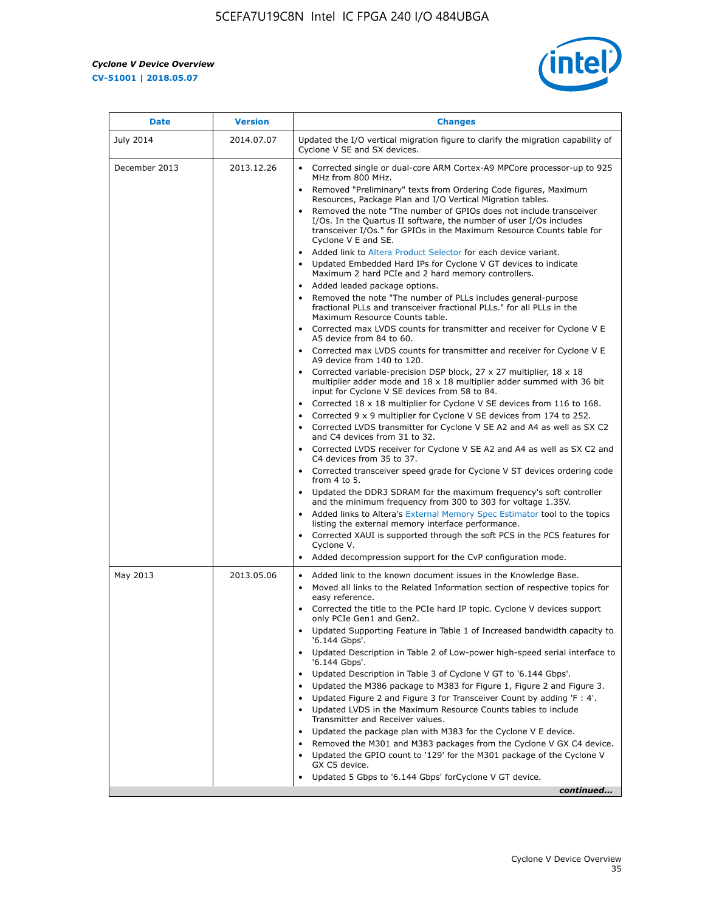| Date | Version | Changes |
| --- | --- | --- |
| July 2014 | 2014.07.07 | Updated the I/O vertical migration figure to clarify the migration capability of Cyclone V SE and SX devices. |
| December 2013 | 2013.12.26 | • Corrected single or dual-core ARM Cortex-A9 MPCore processor-up to 925 MHz from 800 MHz.<br>• Removed "Preliminary" texts from Ordering Code figures, Maximum Resources, Package Plan and I/O Vertical Migration tables.<br>• Removed the note "The number of GPIOs does not include transceiver I/Os. In the Quartus II software, the number of user I/Os includes transceiver I/Os." for GPIOs in the Maximum Resource Counts table for Cyclone V E and SE.<br>• Added link to Altera Product Selector for each device variant.<br>• Updated Embedded Hard IPs for Cyclone V GT devices to indicate Maximum 2 hard PCIe and 2 hard memory controllers.<br>• Added leaded package options.<br>• Removed the note "The number of PLLs includes general-purpose fractional PLLs and transceiver fractional PLLs." for all PLLs in the Maximum Resource Counts table.<br>• Corrected max LVDS counts for transmitter and receiver for Cyclone V E A5 device from 84 to 60.<br>• Corrected max LVDS counts for transmitter and receiver for Cyclone V E A9 device from 140 to 120.<br>• Corrected variable-precision DSP block, 27 x 27 multiplier, 18 x 18 multiplier adder mode and 18 x 18 multiplier adder summed with 36 bit input for Cyclone V SE devices from 58 to 84.<br>• Corrected 18 x 18 multiplier for Cyclone V SE devices from 116 to 168.<br>• Corrected 9 x 9 multiplier for Cyclone V SE devices from 174 to 252.<br>• Corrected LVDS transmitter for Cyclone V SE A2 and A4 as well as SX C2 and C4 devices from 31 to 32.<br>• Corrected LVDS receiver for Cyclone V SE A2 and A4 as well as SX C2 and C4 devices from 35 to 37.<br>• Corrected transceiver speed grade for Cyclone V ST devices ordering code from 4 to 5.<br>• Updated the DDR3 SDRAM for the maximum frequency's soft controller and the minimum frequency from 300 to 303 for voltage 1.35V.<br>• Added links to Altera's External Memory Spec Estimator tool to the topics listing the external memory interface performance.<br>• Corrected XAUI is supported through the soft PCS in the PCS features for Cyclone V.<br>• Added decompression support for the CvP configuration mode. |
| May 2013 | 2013.05.06 | • Added link to the known document issues in the Knowledge Base.<br>• Moved all links to the Related Information section of respective topics for easy reference.<br>• Corrected the title to the PCIe hard IP topic. Cyclone V devices support only PCIe Gen1 and Gen2.<br>• Updated Supporting Feature in Table 1 of Increased bandwidth capacity to '6.144 Gbps'.<br>• Updated Description in Table 2 of Low-power high-speed serial interface to '6.144 Gbps'.<br>• Updated Description in Table 3 of Cyclone V GT to '6.144 Gbps'.<br>• Updated the M386 package to M383 for Figure 1, Figure 2 and Figure 3.<br>• Updated Figure 2 and Figure 3 for Transceiver Count by adding 'F : 4'.<br>• Updated LVDS in the Maximum Resource Counts tables to include Transmitter and Receiver values.<br>• Updated the package plan with M383 for the Cyclone V E device.<br>• Removed the M301 and M383 packages from the Cyclone V GX C4 device.<br>• Updated the GPIO count to '129' for the M301 package of the Cyclone V GX C5 device.<br>• Updated 5 Gbps to '6.144 Gbps' forCyclone V GT device. |

*continued...*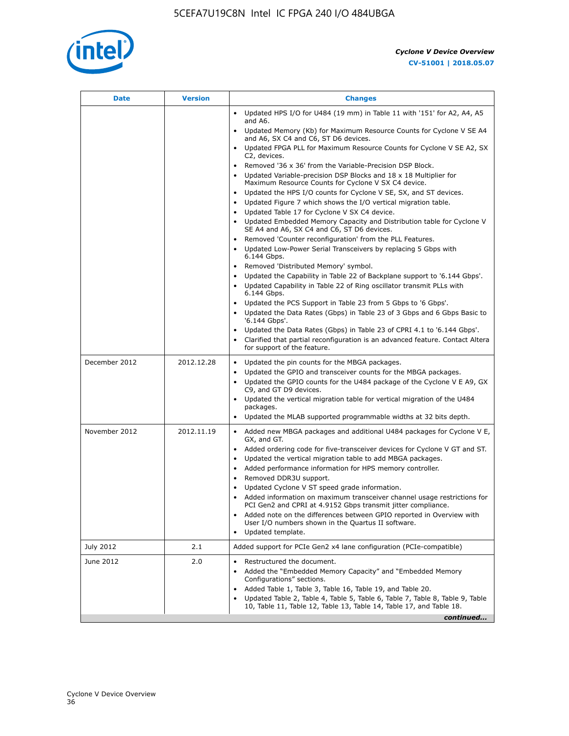| Date | Version | Changes |
|---|---|---|
| | | • Updated HPS I/O for U484 (19 mm) in Table 11 with '151' for A2, A4, A5 and A6.<br>• Updated Memory (Kb) for Maximum Resource Counts for Cyclone V SE A4 and A6, SX C4 and C6, ST D6 devices.<br>• Updated FPGA PLL for Maximum Resource Counts for Cyclone V SE A2, SX C2, devices.<br>• Removed '36 x 36' from the Variable-Precision DSP Block.<br>• Updated Variable-precision DSP Blocks and 18 x 18 Multiplier for Maximum Resource Counts for Cyclone V SX C4 device.<br>• Updated the HPS I/O counts for Cyclone V SE, SX, and ST devices.<br>• Updated Figure 7 which shows the I/O vertical migration table.<br>• Updated Table 17 for Cyclone V SX C4 device.<br>• Updated Embedded Memory Capacity and Distribution table for Cyclone V SE A4 and A6, SX C4 and C6, ST D6 devices.<br>• Removed 'Counter reconfiguration' from the PLL Features.<br>• Updated Low-Power Serial Transceivers by replacing 5 Gbps with 6.144 Gbps.<br>• Removed 'Distributed Memory' symbol.<br>• Updated the Capability in Table 22 of Backplane support to '6.144 Gbps'.<br>• Updated Capability in Table 22 of Ring oscillator transmit PLLs with 6.144 Gbps.<br>• Updated the PCS Support in Table 23 from 5 Gbps to '6 Gbps'.<br>• Updated the Data Rates (Gbps) in Table 23 of 3 Gbps and 6 Gbps Basic to '6.144 Gbps'.<br>• Updated the Data Rates (Gbps) in Table 23 of CPRI 4.1 to '6.144 Gbps'.<br>• Clarified that partial reconfiguration is an advanced feature. Contact Altera for support of the feature. |
| December 2012 | 2012.12.28 | • Updated the pin counts for the MBGA packages.<br>• Updated the GPIO and transceiver counts for the MBGA packages.<br>• Updated the GPIO counts for the U484 package of the Cyclone V E A9, GX C9, and GT D9 devices.<br>• Updated the vertical migration table for vertical migration of the U484 packages.<br>• Updated the MLAB supported programmable widths at 32 bits depth. |
| November 2012 | 2012.11.19 | • Added new MBGA packages and additional U484 packages for Cyclone V E, GX, and GT.<br>• Added ordering code for five-transceiver devices for Cyclone V GT and ST.<br>• Updated the vertical migration table to add MBGA packages.<br>• Added performance information for HPS memory controller.<br>• Removed DDR3U support.<br>• Updated Cyclone V ST speed grade information.<br>• Added information on maximum transceiver channel usage restrictions for PCI Gen2 and CPRI at 4.9152 Gbps transmit jitter compliance.<br>• Added note on the differences between GPIO reported in Overview with User I/O numbers shown in the Quartus II software.<br>• Updated template. |
| July 2012 | 2.1 | Added support for PCIe Gen2 x4 lane configuration (PCIe-compatible) |
| June 2012 | 2.0 | • Restructured the document.<br>• Added the "Embedded Memory Capacity" and "Embedded Memory Configurations" sections.<br>• Added Table 1, Table 3, Table 16, Table 19, and Table 20.<br>• Updated Table 2, Table 4, Table 5, Table 6, Table 7, Table 8, Table 9, Table 10, Table 11, Table 12, Table 13, Table 14, Table 17, and Table 18. |

*continued...*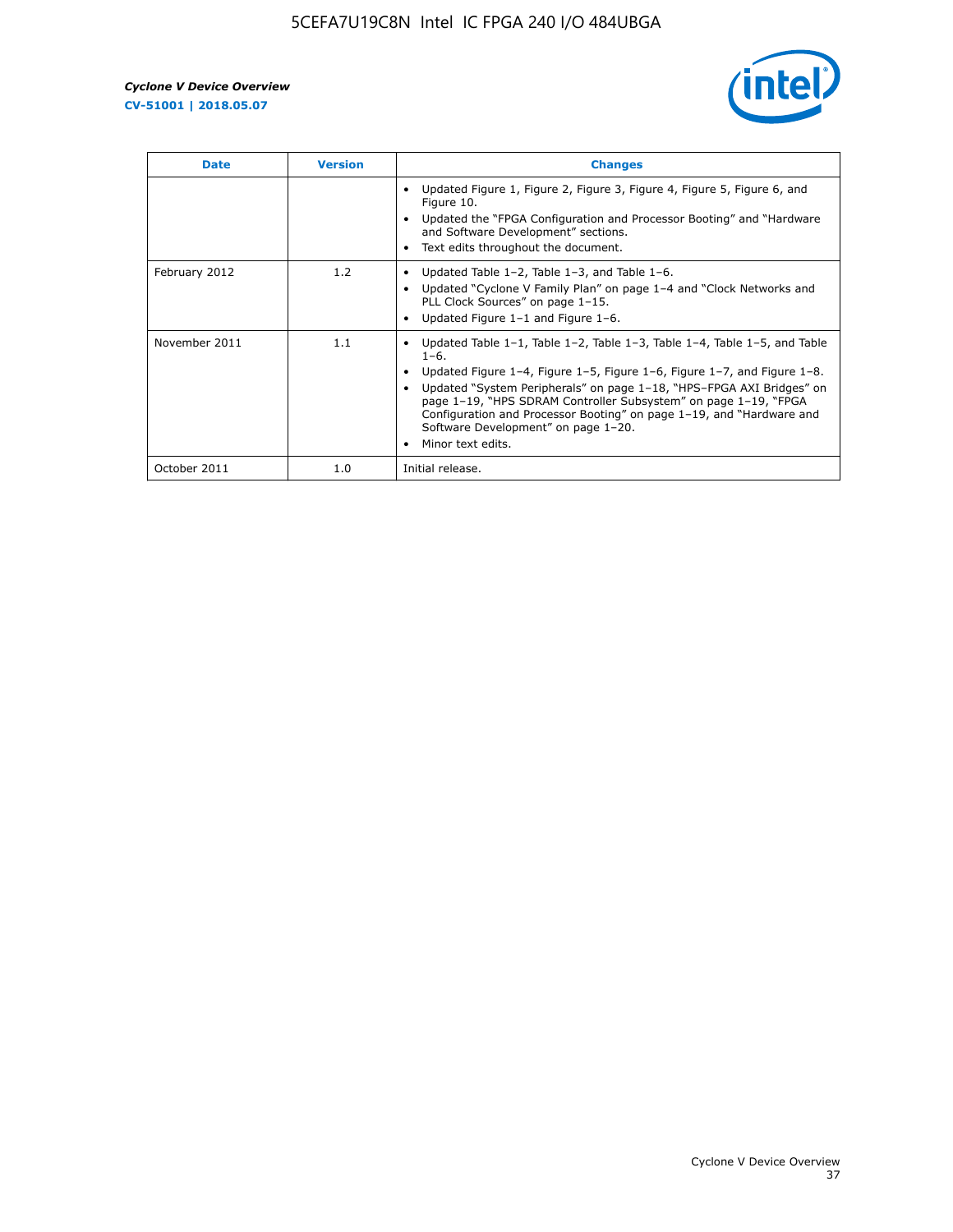| Date | Version | Changes |
| --- | --- | --- |
| | | • Updated Figure 1, Figure 2, Figure 3, Figure 4, Figure 5, Figure 6, and Figure 10.<br>• Updated the "FPGA Configuration and Processor Booting" and "Hardware and Software Development" sections.<br>• Text edits throughout the document. |
| February 2012 | 1.2 | • Updated Table 1–2, Table 1–3, and Table 1–6.<br>• Updated "Cyclone V Family Plan" on page 1–4 and "Clock Networks and PLL Clock Sources" on page 1–15.<br>• Updated Figure 1–1 and Figure 1–6. |
| November 2011 | 1.1 | • Updated Table 1–1, Table 1–2, Table 1–3, Table 1–4, Table 1–5, and Table 1–6.<br>• Updated Figure 1–4, Figure 1–5, Figure 1–6, Figure 1–7, and Figure 1–8.<br>• Updated "System Peripherals" on page 1–18, "HPS–FPGA AXI Bridges" on page 1–19, "HPS SDRAM Controller Subsystem" on page 1–19, "FPGA Configuration and Processor Booting" on page 1–19, and "Hardware and Software Development" on page 1–20.<br>• Minor text edits. |
| October 2011 | 1.0 | Initial release. |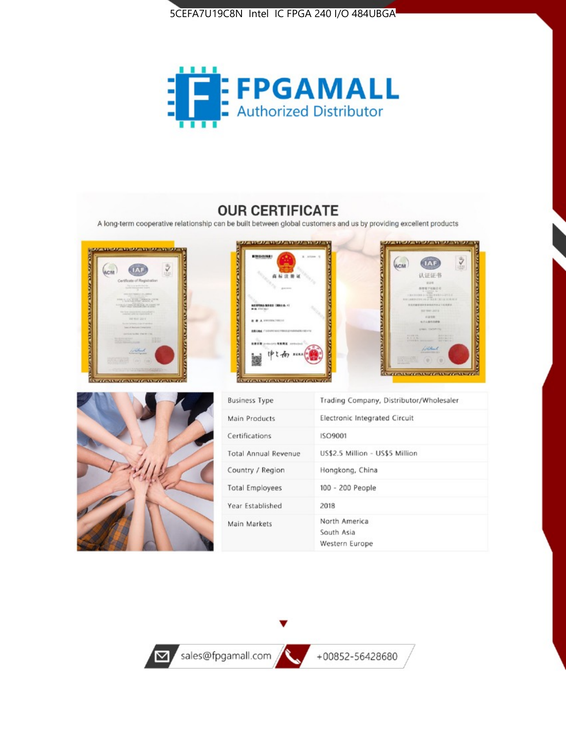# FPGAMALL

Authorized Distributor

## OUR CERTIFICATE

A long-term cooperative relationship can be built between global customers and us by providing excellent products

| | |
|---|---|
| Business Type | Trading Company, Distributor/Wholesaler |
| Main Products | Electronic Integrated Circuit |
| Certifications | ISO9001 |
| Total Annual Revenue | US$2.5 Million - US$5 Million |
| Country / Region | Hongkong, China |
| Total Employees | 100 - 200 People |
| Year Established | 2018 |
| Main Markets | North America<br>South Asia<br>Western Europe |

sales@fpgamall.com

+00852-56428680